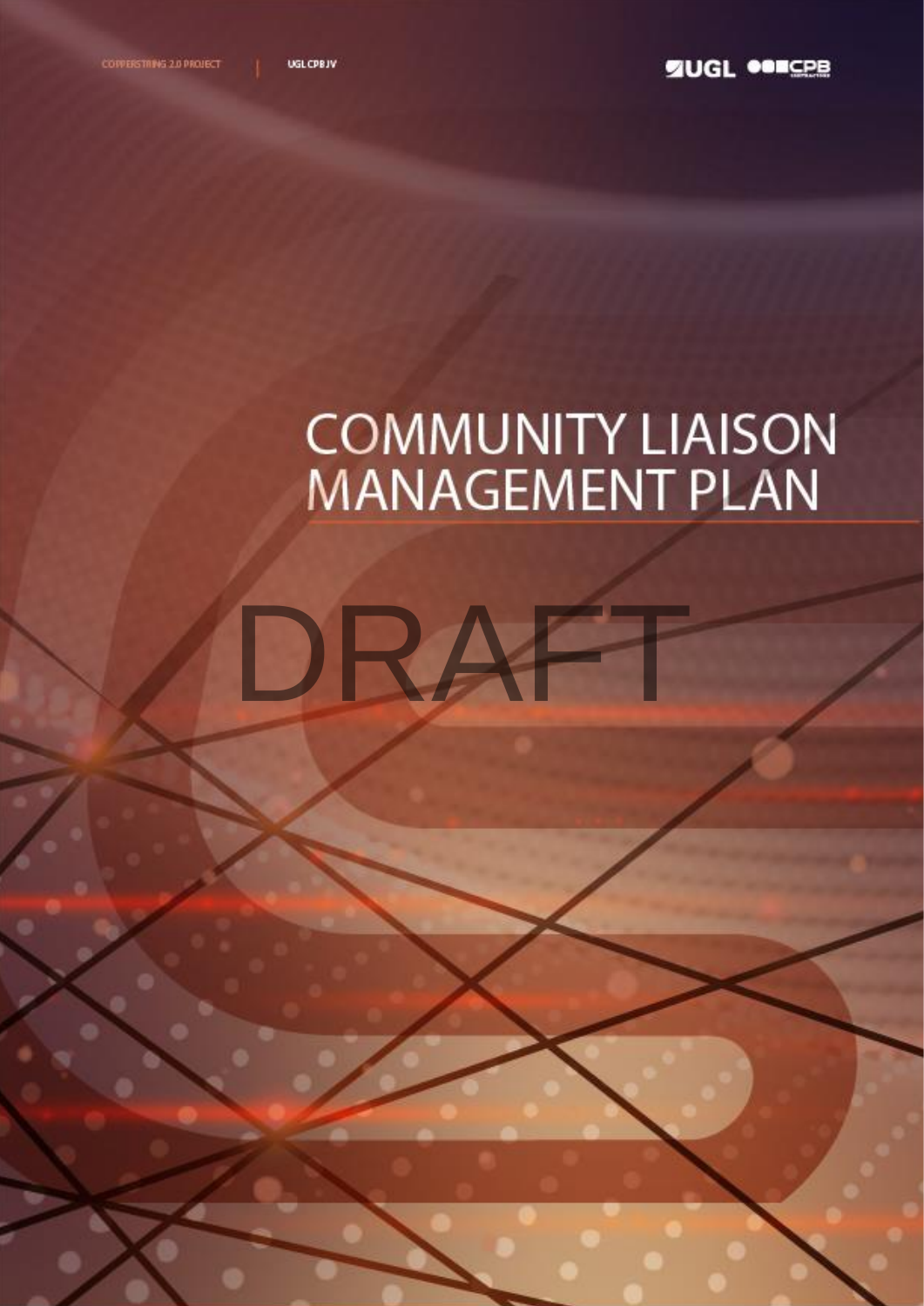COPPERSTRING 2.0 PROJECT | UGL CPB JV

UGL CPB

# COMMUNITY LIAISON MANAGEMENT PLAN

DRAFT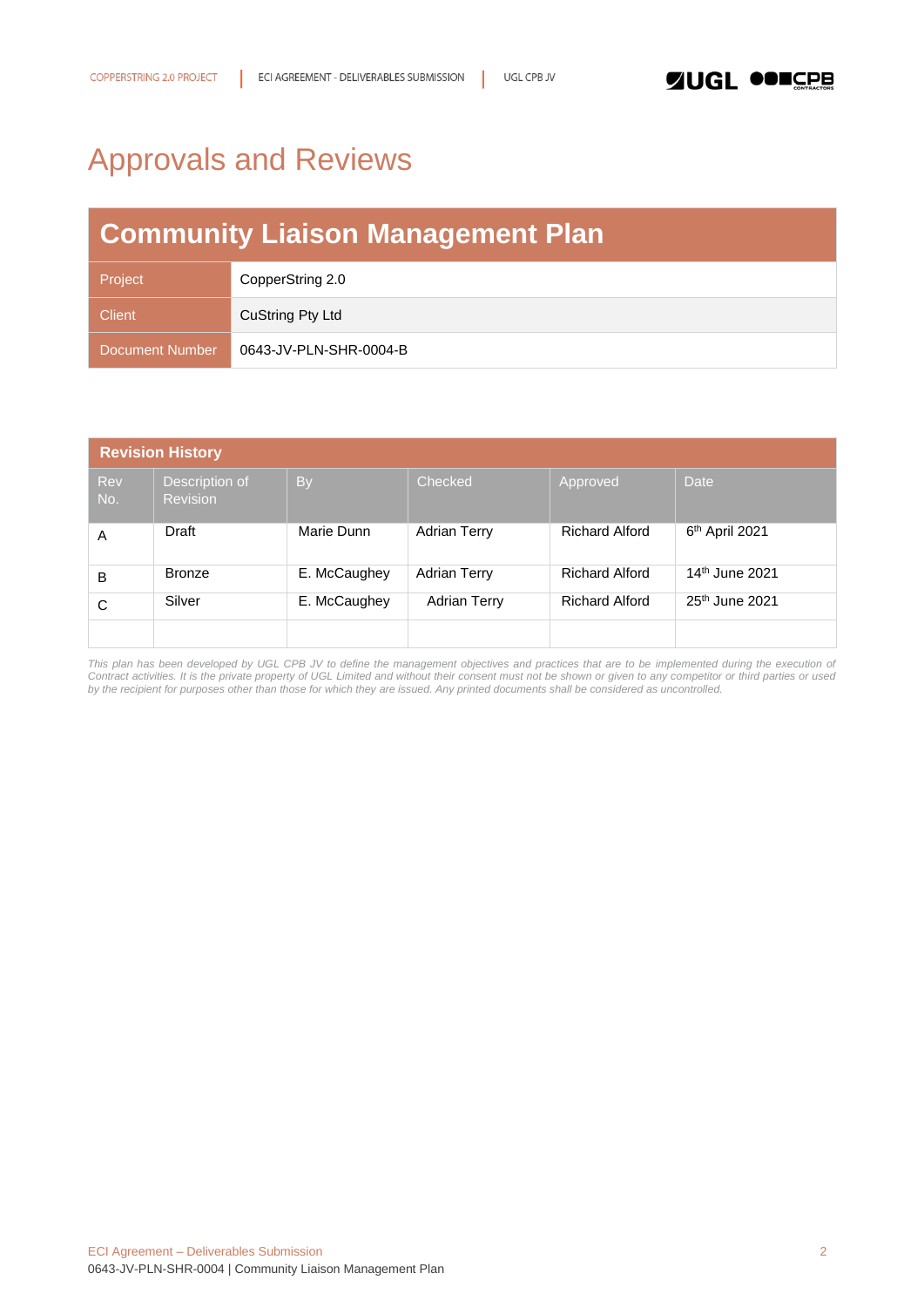# Approvals and Reviews

| Community Liaison Management Plan | |
|---|---|
| Project | CopperString 2.0 |
| Client | CuString Pty Ltd |
| Document Number | 0643-JV-PLN-SHR-0004-B |

| Revision History | | | | | |
|---|---|---|---|---|---|
| Rev No. | Description of Revision | By | Checked | Approved | Date |
| A | Draft | Marie Dunn | Adrian Terry | Richard Alford | 6th April 2021 |
| B | Bronze | E. McCaughey | Adrian Terry | Richard Alford | 14th June 2021 |
| C | Silver | E. McCaughey | Adrian Terry | Richard Alford | 25th June 2021 |
| | | | | | |

*This plan has been developed by UGL CPB JV to define the management objectives and practices that are to be implemented during the execution of Contract activities. It is the private property of UGL Limited and without their consent must not be shown or given to any competitor or third parties or used by the recipient for purposes other than those for which they are issued. Any printed documents shall be considered as uncontrolled.*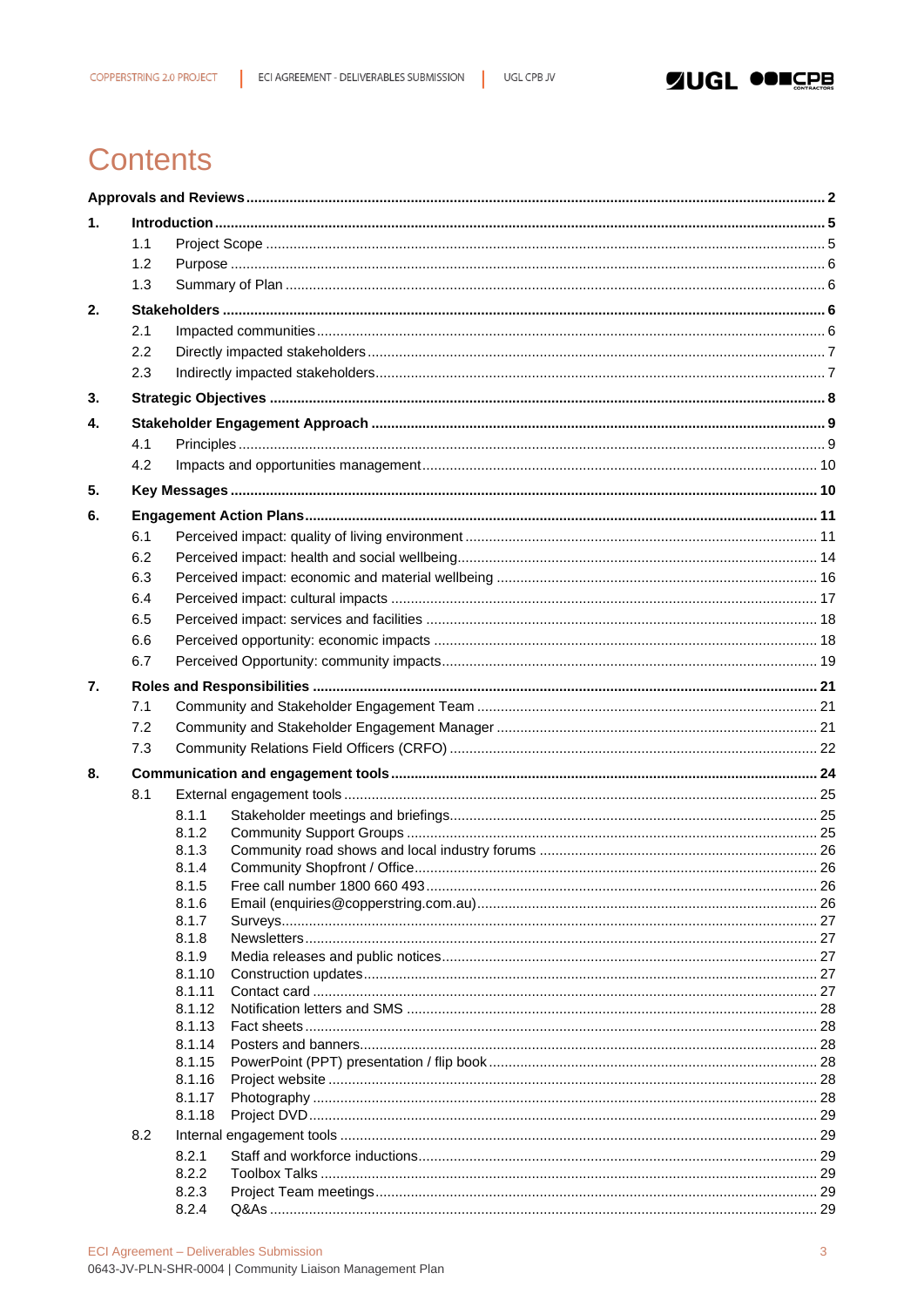# Contents

**Approvals and Reviews** ..... **2**

**1. Introduction** ..... **5**

- 1.1 Project Scope ..... 5
- 1.2 Purpose ..... 6
- 1.3 Summary of Plan ..... 6

**2. Stakeholders** ..... **6**

- 2.1 Impacted communities ..... 6
- 2.2 Directly impacted stakeholders ..... 7
- 2.3 Indirectly impacted stakeholders ..... 7

**3. Strategic Objectives** ..... **8**

**4. Stakeholder Engagement Approach** ..... **9**

- 4.1 Principles ..... 9
- 4.2 Impacts and opportunities management ..... 10

**5. Key Messages** ..... **10**

**6. Engagement Action Plans** ..... **11**

- 6.1 Perceived impact: quality of living environment ..... 11
- 6.2 Perceived impact: health and social wellbeing ..... 14
- 6.3 Perceived impact: economic and material wellbeing ..... 16
- 6.4 Perceived impact: cultural impacts ..... 17
- 6.5 Perceived impact: services and facilities ..... 18
- 6.6 Perceived opportunity: economic impacts ..... 18
- 6.7 Perceived Opportunity: community impacts ..... 19

**7. Roles and Responsibilities** ..... **21**

- 7.1 Community and Stakeholder Engagement Team ..... 21
- 7.2 Community and Stakeholder Engagement Manager ..... 21
- 7.3 Community Relations Field Officers (CRFO) ..... 22

**8. Communication and engagement tools** ..... **24**

- 8.1 External engagement tools ..... 25
  - 8.1.1 Stakeholder meetings and briefings ..... 25
  - 8.1.2 Community Support Groups ..... 25
  - 8.1.3 Community road shows and local industry forums ..... 26
  - 8.1.4 Community Shopfront / Office ..... 26
  - 8.1.5 Free call number 1800 660 493 ..... 26
  - 8.1.6 Email (enquiries@copperstring.com.au) ..... 26
  - 8.1.7 Surveys ..... 27
  - 8.1.8 Newsletters ..... 27
  - 8.1.9 Media releases and public notices ..... 27
  - 8.1.10 Construction updates ..... 27
  - 8.1.11 Contact card ..... 27
  - 8.1.12 Notification letters and SMS ..... 28
  - 8.1.13 Fact sheets ..... 28
  - 8.1.14 Posters and banners ..... 28
  - 8.1.15 PowerPoint (PPT) presentation / flip book ..... 28
  - 8.1.16 Project website ..... 28
  - 8.1.17 Photography ..... 28
  - 8.1.18 Project DVD ..... 29
- 8.2 Internal engagement tools ..... 29
  - 8.2.1 Staff and workforce inductions ..... 29
  - 8.2.2 Toolbox Talks ..... 29
  - 8.2.3 Project Team meetings ..... 29
  - 8.2.4 Q&As ..... 29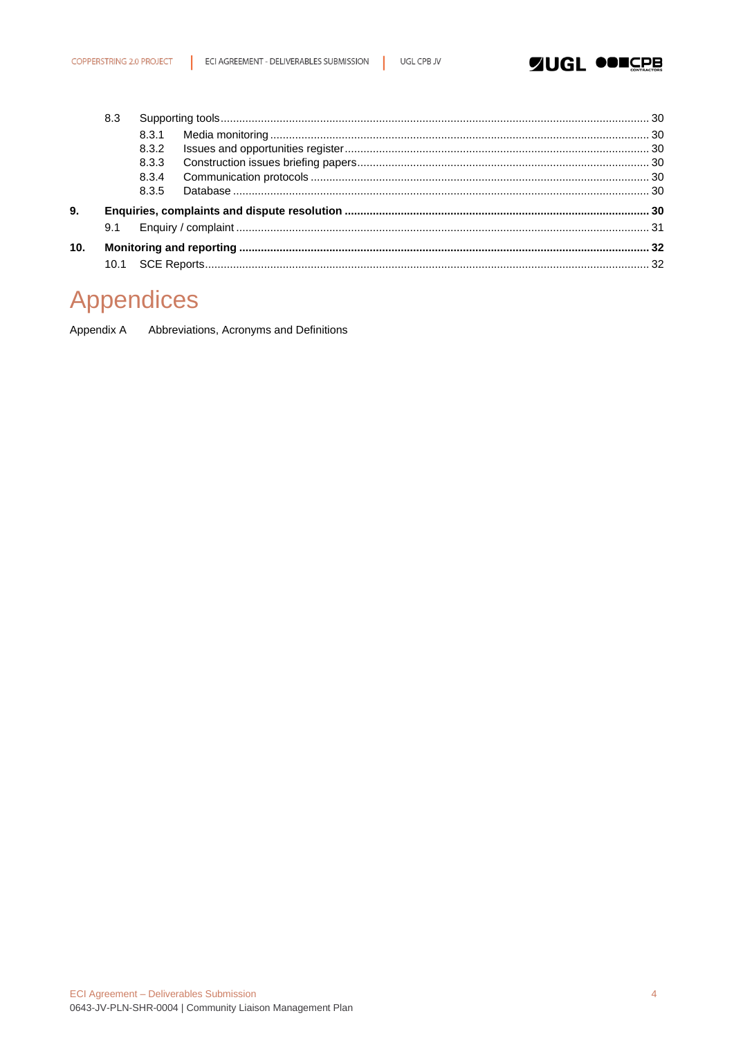| | | |
|---|---|---|
| 8.3 | Supporting tools | 30 |
| 8.3.1 | Media monitoring | 30 |
| 8.3.2 | Issues and opportunities register | 30 |
| 8.3.3 | Construction issues briefing papers | 30 |
| 8.3.4 | Communication protocols | 30 |
| 8.3.5 | Database | 30 |
| **9.** | **Enquiries, complaints and dispute resolution** | **30** |
| 9.1 | Enquiry / complaint | 31 |
| **10.** | **Monitoring and reporting** | **32** |
| 10.1 | SCE Reports | 32 |

# Appendices

Appendix A Abbreviations, Acronyms and Definitions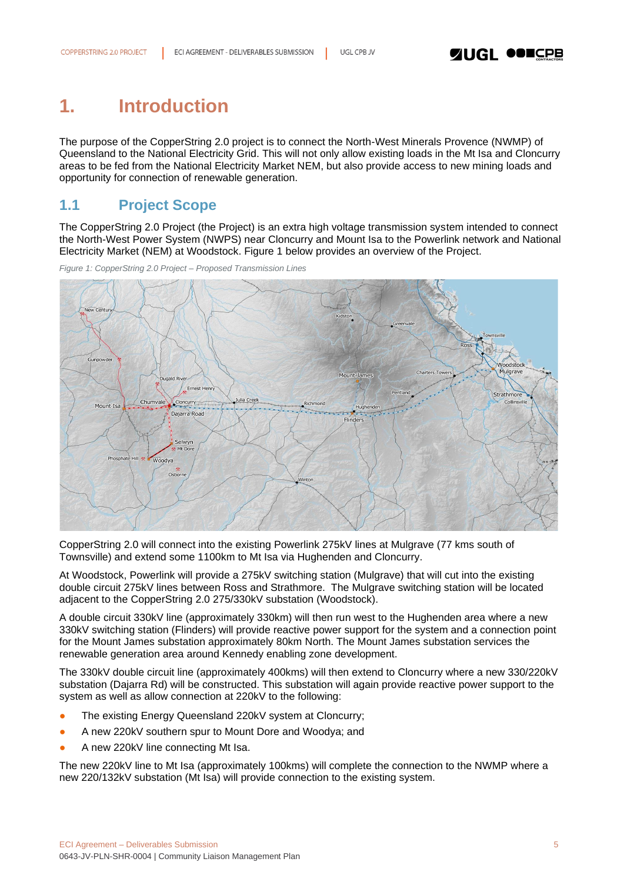# 1. Introduction

The purpose of the CopperString 2.0 project is to connect the North-West Minerals Provence (NWMP) of Queensland to the National Electricity Grid. This will not only allow existing loads in the Mt Isa and Cloncurry areas to be fed from the National Electricity Market NEM, but also provide access to new mining loads and opportunity for connection of renewable generation.

## 1.1 Project Scope

The CopperString 2.0 Project (the Project) is an extra high voltage transmission system intended to connect the North-West Power System (NWPS) near Cloncurry and Mount Isa to the Powerlink network and National Electricity Market (NEM) at Woodstock. Figure 1 below provides an overview of the Project.

*Figure 1: CopperString 2.0 Project – Proposed Transmission Lines*

CopperString 2.0 will connect into the existing Powerlink 275kV lines at Mulgrave (77 kms south of Townsville) and extend some 1100km to Mt Isa via Hughenden and Cloncurry.

At Woodstock, Powerlink will provide a 275kV switching station (Mulgrave) that will cut into the existing double circuit 275kV lines between Ross and Strathmore. The Mulgrave switching station will be located adjacent to the CopperString 2.0 275/330kV substation (Woodstock).

A double circuit 330kV line (approximately 330km) will then run west to the Hughenden area where a new 330kV switching station (Flinders) will provide reactive power support for the system and a connection point for the Mount James substation approximately 80km North. The Mount James substation services the renewable generation area around Kennedy enabling zone development.

The 330kV double circuit line (approximately 400kms) will then extend to Cloncurry where a new 330/220kV substation (Dajarra Rd) will be constructed. This substation will again provide reactive power support to the system as well as allow connection at 220kV to the following:

- The existing Energy Queensland 220kV system at Cloncurry;
- A new 220kV southern spur to Mount Dore and Woodya; and
- A new 220kV line connecting Mt Isa.

The new 220kV line to Mt Isa (approximately 100kms) will complete the connection to the NWMP where a new 220/132kV substation (Mt Isa) will provide connection to the existing system.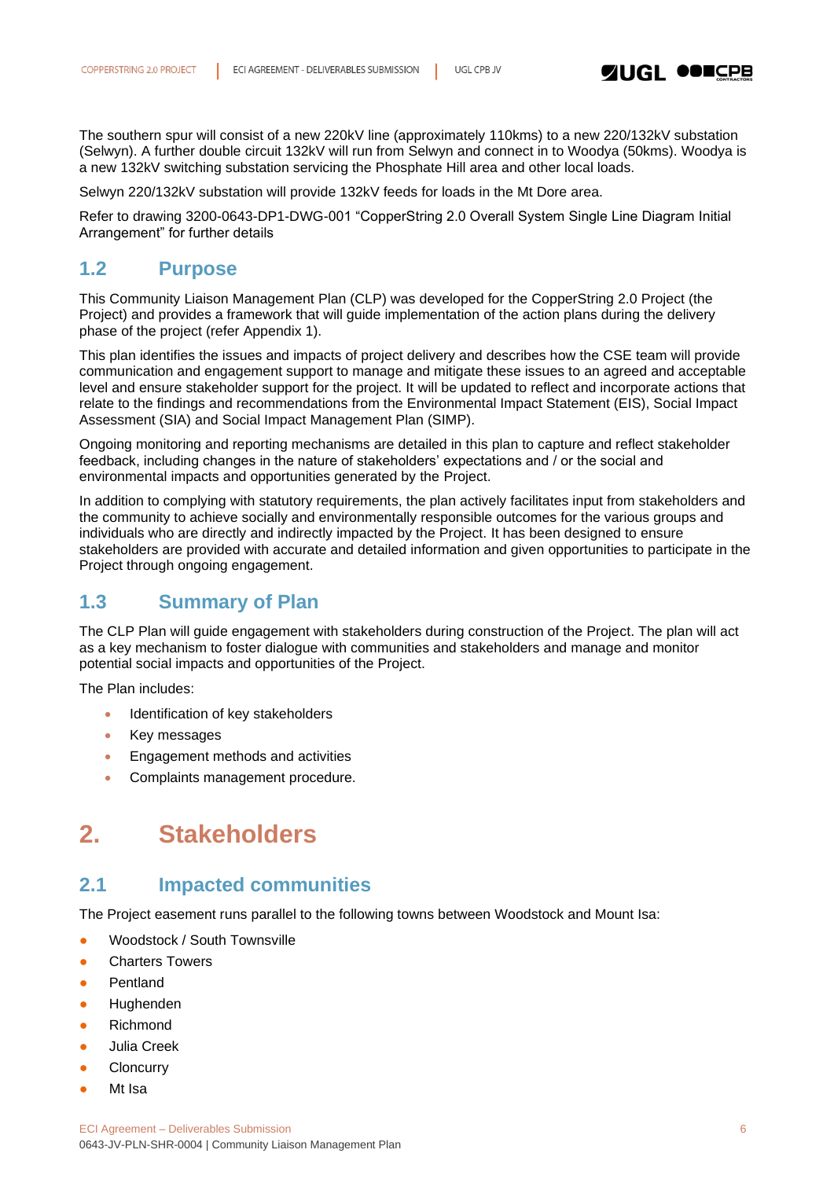The southern spur will consist of a new 220kV line (approximately 110kms) to a new 220/132kV substation (Selwyn). A further double circuit 132kV will run from Selwyn and connect in to Woodya (50kms). Woodya is a new 132kV switching substation servicing the Phosphate Hill area and other local loads.

Selwyn 220/132kV substation will provide 132kV feeds for loads in the Mt Dore area.

Refer to drawing 3200-0643-DP1-DWG-001 "CopperString 2.0 Overall System Single Line Diagram Initial Arrangement" for further details

## 1.2 Purpose

This Community Liaison Management Plan (CLP) was developed for the CopperString 2.0 Project (the Project) and provides a framework that will guide implementation of the action plans during the delivery phase of the project (refer Appendix 1).

This plan identifies the issues and impacts of project delivery and describes how the CSE team will provide communication and engagement support to manage and mitigate these issues to an agreed and acceptable level and ensure stakeholder support for the project. It will be updated to reflect and incorporate actions that relate to the findings and recommendations from the Environmental Impact Statement (EIS), Social Impact Assessment (SIA) and Social Impact Management Plan (SIMP).

Ongoing monitoring and reporting mechanisms are detailed in this plan to capture and reflect stakeholder feedback, including changes in the nature of stakeholders' expectations and / or the social and environmental impacts and opportunities generated by the Project.

In addition to complying with statutory requirements, the plan actively facilitates input from stakeholders and the community to achieve socially and environmentally responsible outcomes for the various groups and individuals who are directly and indirectly impacted by the Project. It has been designed to ensure stakeholders are provided with accurate and detailed information and given opportunities to participate in the Project through ongoing engagement.

## 1.3 Summary of Plan

The CLP Plan will guide engagement with stakeholders during construction of the Project. The plan will act as a key mechanism to foster dialogue with communities and stakeholders and manage and monitor potential social impacts and opportunities of the Project.

The Plan includes:

- Identification of key stakeholders
- Key messages
- Engagement methods and activities
- Complaints management procedure.

# 2. Stakeholders

## 2.1 Impacted communities

The Project easement runs parallel to the following towns between Woodstock and Mount Isa:

- Woodstock / South Townsville
- Charters Towers
- Pentland
- Hughenden
- Richmond
- Julia Creek
- Cloncurry
- Mt Isa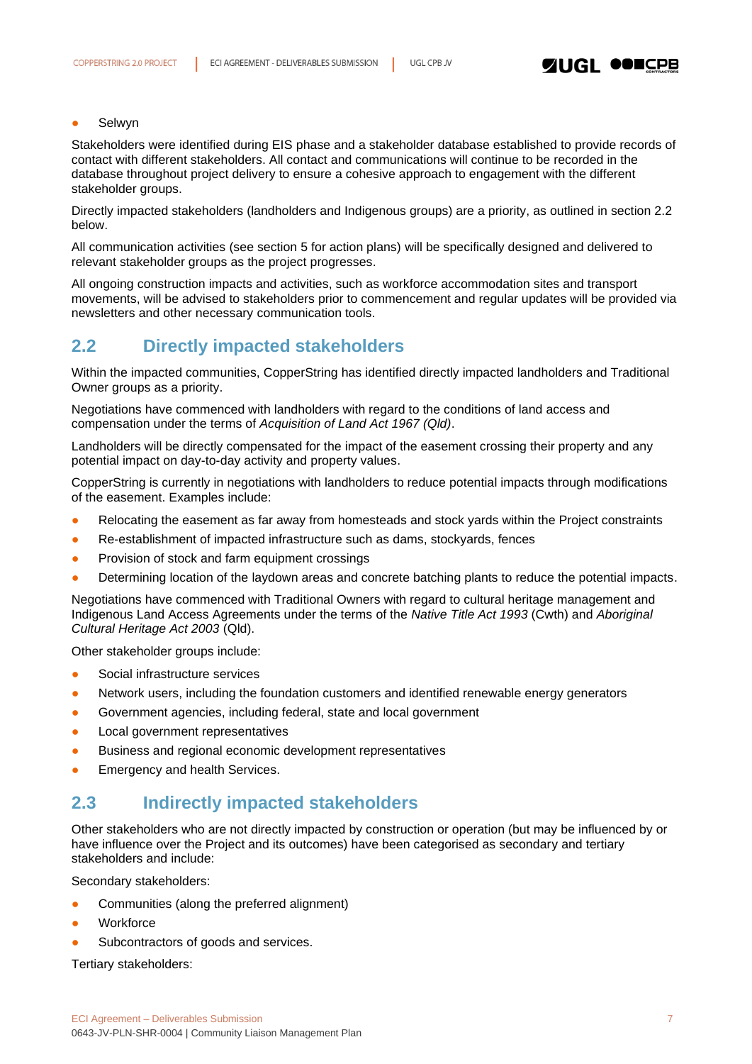- Selwyn

Stakeholders were identified during EIS phase and a stakeholder database established to provide records of contact with different stakeholders. All contact and communications will continue to be recorded in the database throughout project delivery to ensure a cohesive approach to engagement with the different stakeholder groups.

Directly impacted stakeholders (landholders and Indigenous groups) are a priority, as outlined in section 2.2 below.

All communication activities (see section 5 for action plans) will be specifically designed and delivered to relevant stakeholder groups as the project progresses.

All ongoing construction impacts and activities, such as workforce accommodation sites and transport movements, will be advised to stakeholders prior to commencement and regular updates will be provided via newsletters and other necessary communication tools.

## 2.2 Directly impacted stakeholders

Within the impacted communities, CopperString has identified directly impacted landholders and Traditional Owner groups as a priority.

Negotiations have commenced with landholders with regard to the conditions of land access and compensation under the terms of *Acquisition of Land Act 1967 (Qld)*.

Landholders will be directly compensated for the impact of the easement crossing their property and any potential impact on day-to-day activity and property values.

CopperString is currently in negotiations with landholders to reduce potential impacts through modifications of the easement. Examples include:

- Relocating the easement as far away from homesteads and stock yards within the Project constraints
- Re-establishment of impacted infrastructure such as dams, stockyards, fences
- Provision of stock and farm equipment crossings
- Determining location of the laydown areas and concrete batching plants to reduce the potential impacts.

Negotiations have commenced with Traditional Owners with regard to cultural heritage management and Indigenous Land Access Agreements under the terms of the *Native Title Act 1993* (Cwth) and *Aboriginal Cultural Heritage Act 2003* (Qld).

Other stakeholder groups include:

- Social infrastructure services
- Network users, including the foundation customers and identified renewable energy generators
- Government agencies, including federal, state and local government
- Local government representatives
- Business and regional economic development representatives
- Emergency and health Services.

## 2.3 Indirectly impacted stakeholders

Other stakeholders who are not directly impacted by construction or operation (but may be influenced by or have influence over the Project and its outcomes) have been categorised as secondary and tertiary stakeholders and include:

Secondary stakeholders:

- Communities (along the preferred alignment)
- Workforce
- Subcontractors of goods and services.

Tertiary stakeholders: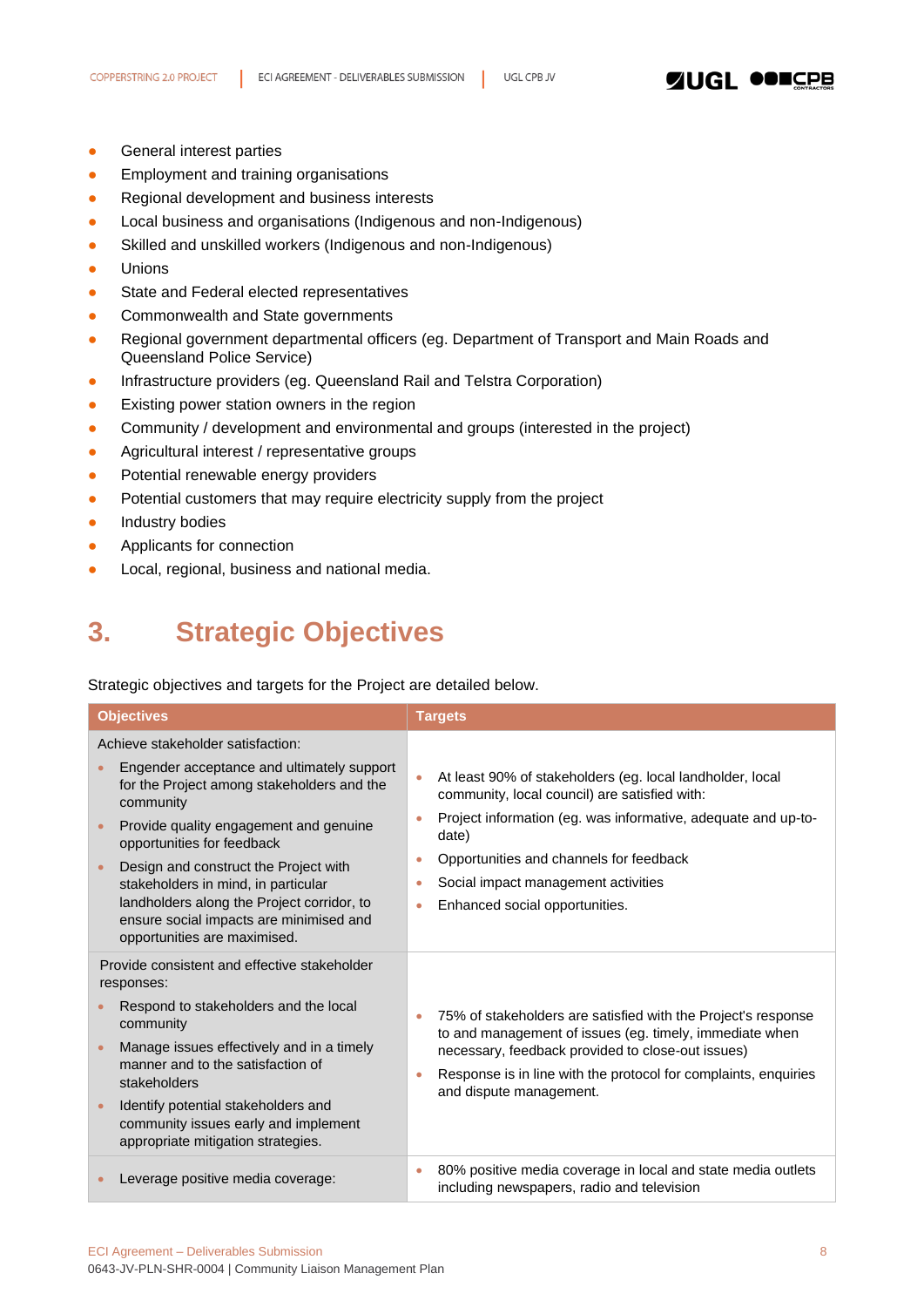- General interest parties
- Employment and training organisations
- Regional development and business interests
- Local business and organisations (Indigenous and non-Indigenous)
- Skilled and unskilled workers (Indigenous and non-Indigenous)
- Unions
- State and Federal elected representatives
- Commonwealth and State governments
- Regional government departmental officers (eg. Department of Transport and Main Roads and Queensland Police Service)
- Infrastructure providers (eg. Queensland Rail and Telstra Corporation)
- Existing power station owners in the region
- Community / development and environmental and groups (interested in the project)
- Agricultural interest / representative groups
- Potential renewable energy providers
- Potential customers that may require electricity supply from the project
- Industry bodies
- Applicants for connection
- Local, regional, business and national media.

# 3. Strategic Objectives

Strategic objectives and targets for the Project are detailed below.

| Objectives | Targets |
|---|---|
| Achieve stakeholder satisfaction:<br>• Engender acceptance and ultimately support for the Project among stakeholders and the community<br>• Provide quality engagement and genuine opportunities for feedback<br>• Design and construct the Project with stakeholders in mind, in particular landholders along the Project corridor, to ensure social impacts are minimised and opportunities are maximised. | • At least 90% of stakeholders (eg. local landholder, local community, local council) are satisfied with:<br>• Project information (eg. was informative, adequate and up-to-date)<br>• Opportunities and channels for feedback<br>• Social impact management activities<br>• Enhanced social opportunities. |
| Provide consistent and effective stakeholder responses:<br>• Respond to stakeholders and the local community<br>• Manage issues effectively and in a timely manner and to the satisfaction of stakeholders<br>• Identify potential stakeholders and community issues early and implement appropriate mitigation strategies. | • 75% of stakeholders are satisfied with the Project's response to and management of issues (eg. timely, immediate when necessary, feedback provided to close-out issues)<br>• Response is in line with the protocol for complaints, enquiries and dispute management. |
| • Leverage positive media coverage: | • 80% positive media coverage in local and state media outlets including newspapers, radio and television |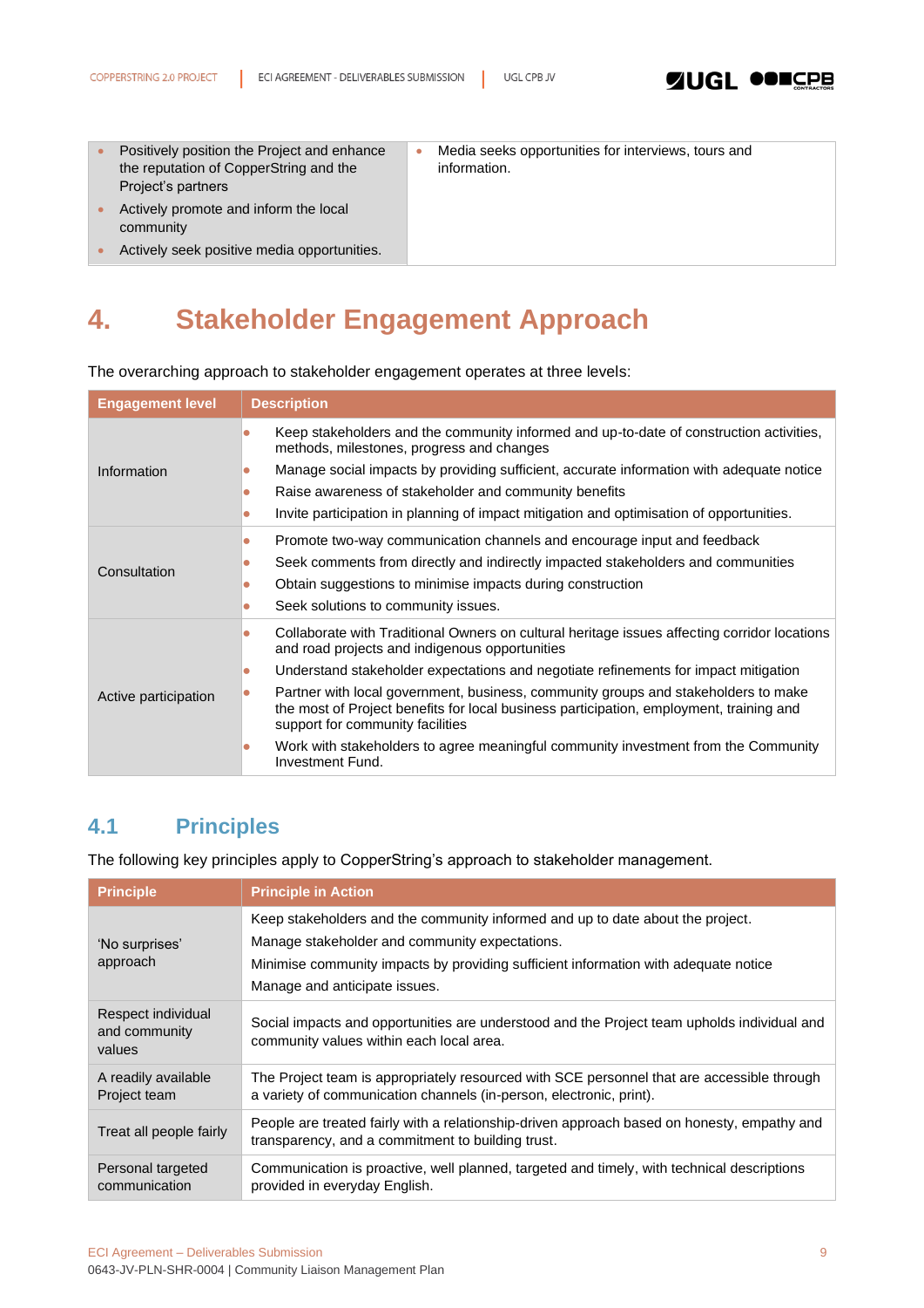| | |
|---|---|
| • Positively position the Project and enhance the reputation of CopperString and the Project's partners<br>• Actively promote and inform the local community<br>• Actively seek positive media opportunities. | • Media seeks opportunities for interviews, tours and information. |

# 4. Stakeholder Engagement Approach

The overarching approach to stakeholder engagement operates at three levels:

| Engagement level | Description |
|---|---|
| Information | • Keep stakeholders and the community informed and up-to-date of construction activities, methods, milestones, progress and changes<br>• Manage social impacts by providing sufficient, accurate information with adequate notice<br>• Raise awareness of stakeholder and community benefits<br>• Invite participation in planning of impact mitigation and optimisation of opportunities. |
| Consultation | • Promote two-way communication channels and encourage input and feedback<br>• Seek comments from directly and indirectly impacted stakeholders and communities<br>• Obtain suggestions to minimise impacts during construction<br>• Seek solutions to community issues. |
| Active participation | • Collaborate with Traditional Owners on cultural heritage issues affecting corridor locations and road projects and indigenous opportunities<br>• Understand stakeholder expectations and negotiate refinements for impact mitigation<br>• Partner with local government, business, community groups and stakeholders to make the most of Project benefits for local business participation, employment, training and support for community facilities<br>• Work with stakeholders to agree meaningful community investment from the Community Investment Fund. |

## 4.1 Principles

The following key principles apply to CopperString's approach to stakeholder management.

| Principle | Principle in Action |
|---|---|
| 'No surprises' approach | Keep stakeholders and the community informed and up to date about the project.<br>Manage stakeholder and community expectations.<br>Minimise community impacts by providing sufficient information with adequate notice<br>Manage and anticipate issues. |
| Respect individual and community values | Social impacts and opportunities are understood and the Project team upholds individual and community values within each local area. |
| A readily available Project team | The Project team is appropriately resourced with SCE personnel that are accessible through a variety of communication channels (in-person, electronic, print). |
| Treat all people fairly | People are treated fairly with a relationship-driven approach based on honesty, empathy and transparency, and a commitment to building trust. |
| Personal targeted communication | Communication is proactive, well planned, targeted and timely, with technical descriptions provided in everyday English. |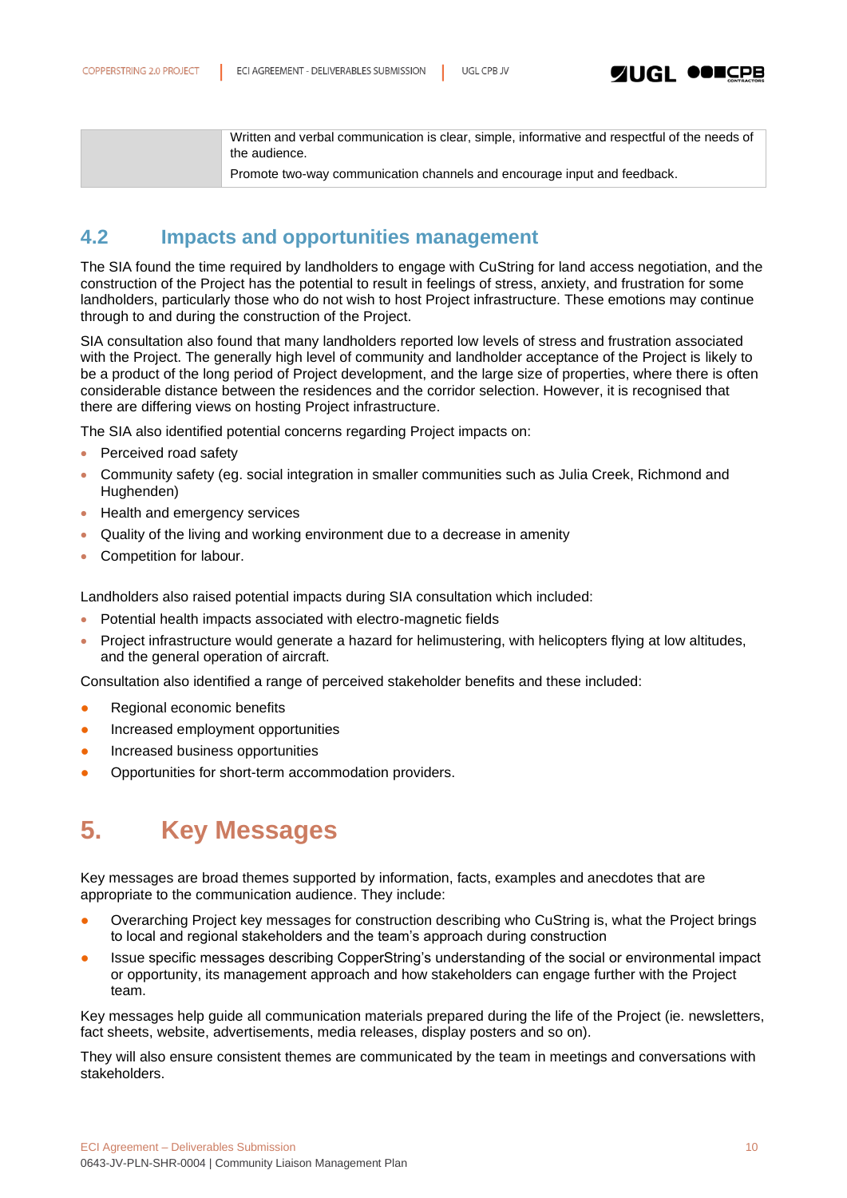| | |
|---|---|
| | Written and verbal communication is clear, simple, informative and respectful of the needs of the audience.<br>Promote two-way communication channels and encourage input and feedback. |

## 4.2 Impacts and opportunities management

The SIA found the time required by landholders to engage with CuString for land access negotiation, and the construction of the Project has the potential to result in feelings of stress, anxiety, and frustration for some landholders, particularly those who do not wish to host Project infrastructure. These emotions may continue through to and during the construction of the Project.

SIA consultation also found that many landholders reported low levels of stress and frustration associated with the Project. The generally high level of community and landholder acceptance of the Project is likely to be a product of the long period of Project development, and the large size of properties, where there is often considerable distance between the residences and the corridor selection. However, it is recognised that there are differing views on hosting Project infrastructure.

The SIA also identified potential concerns regarding Project impacts on:

- Perceived road safety
- Community safety (eg. social integration in smaller communities such as Julia Creek, Richmond and Hughenden)
- Health and emergency services
- Quality of the living and working environment due to a decrease in amenity
- Competition for labour.

Landholders also raised potential impacts during SIA consultation which included:

- Potential health impacts associated with electro-magnetic fields
- Project infrastructure would generate a hazard for helimustering, with helicopters flying at low altitudes, and the general operation of aircraft.

Consultation also identified a range of perceived stakeholder benefits and these included:

- Regional economic benefits
- Increased employment opportunities
- Increased business opportunities
- Opportunities for short-term accommodation providers.

# 5. Key Messages

Key messages are broad themes supported by information, facts, examples and anecdotes that are appropriate to the communication audience. They include:

- Overarching Project key messages for construction describing who CuString is, what the Project brings to local and regional stakeholders and the team's approach during construction
- Issue specific messages describing CopperString's understanding of the social or environmental impact or opportunity, its management approach and how stakeholders can engage further with the Project team.

Key messages help guide all communication materials prepared during the life of the Project (ie. newsletters, fact sheets, website, advertisements, media releases, display posters and so on).

They will also ensure consistent themes are communicated by the team in meetings and conversations with stakeholders.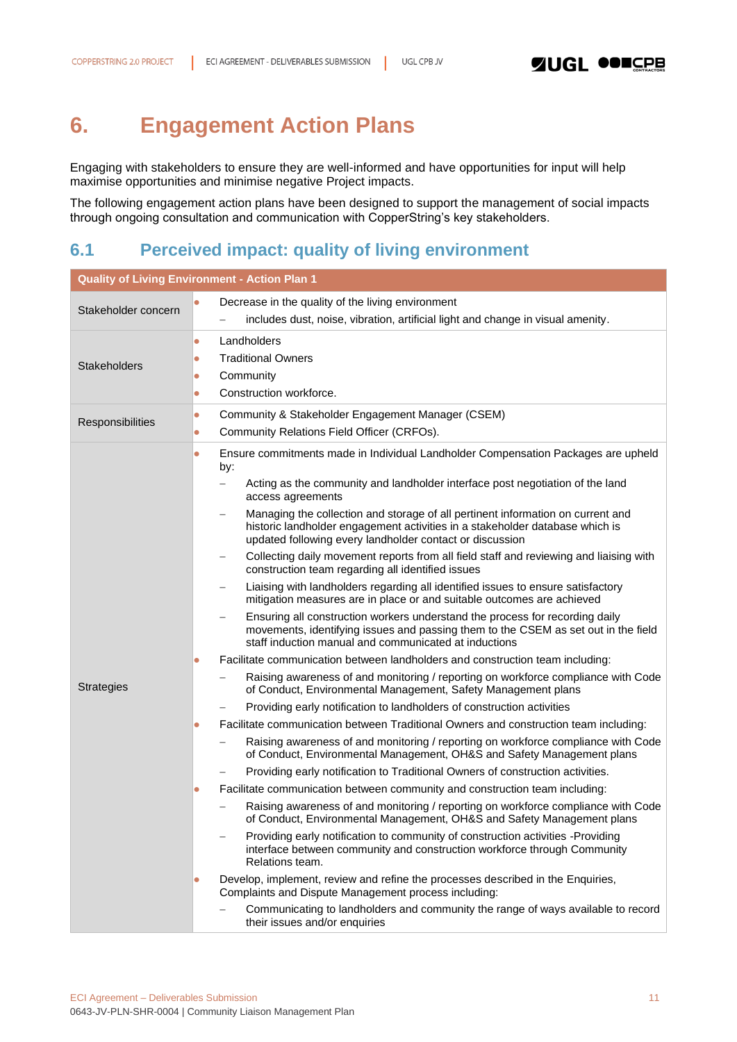# 6. Engagement Action Plans

Engaging with stakeholders to ensure they are well-informed and have opportunities for input will help maximise opportunities and minimise negative Project impacts.

The following engagement action plans have been designed to support the management of social impacts through ongoing consultation and communication with CopperString's key stakeholders.

## 6.1 Perceived impact: quality of living environment

| Quality of Living Environment - Action Plan 1 | |
|---|---|
| Stakeholder concern | • Decrease in the quality of the living environment<br>  – includes dust, noise, vibration, artificial light and change in visual amenity. |
| Stakeholders | • Landholders<br>• Traditional Owners<br>• Community<br>• Construction workforce. |
| Responsibilities | • Community & Stakeholder Engagement Manager (CSEM)<br>• Community Relations Field Officer (CRFOs). |
| Strategies | • Ensure commitments made in Individual Landholder Compensation Packages are upheld by:<br>  – Acting as the community and landholder interface post negotiation of the land access agreements<br>  – Managing the collection and storage of all pertinent information on current and historic landholder engagement activities in a stakeholder database which is updated following every landholder contact or discussion<br>  – Collecting daily movement reports from all field staff and reviewing and liaising with construction team regarding all identified issues<br>  – Liaising with landholders regarding all identified issues to ensure satisfactory mitigation measures are in place or and suitable outcomes are achieved<br>  – Ensuring all construction workers understand the process for recording daily movements, identifying issues and passing them to the CSEM as set out in the field staff induction manual and communicated at inductions<br>• Facilitate communication between landholders and construction team including:<br>  – Raising awareness of and monitoring / reporting on workforce compliance with Code of Conduct, Environmental Management, Safety Management plans<br>  – Providing early notification to landholders of construction activities<br>• Facilitate communication between Traditional Owners and construction team including:<br>  – Raising awareness of and monitoring / reporting on workforce compliance with Code of Conduct, Environmental Management, OH&S and Safety Management plans<br>  – Providing early notification to Traditional Owners of construction activities.<br>• Facilitate communication between community and construction team including:<br>  – Raising awareness of and monitoring / reporting on workforce compliance with Code of Conduct, Environmental Management, OH&S and Safety Management plans<br>  – Providing early notification to community of construction activities -Providing interface between community and construction workforce through Community Relations team.<br>• Develop, implement, review and refine the processes described in the Enquiries, Complaints and Dispute Management process including:<br>  – Communicating to landholders and community the range of ways available to record their issues and/or enquiries |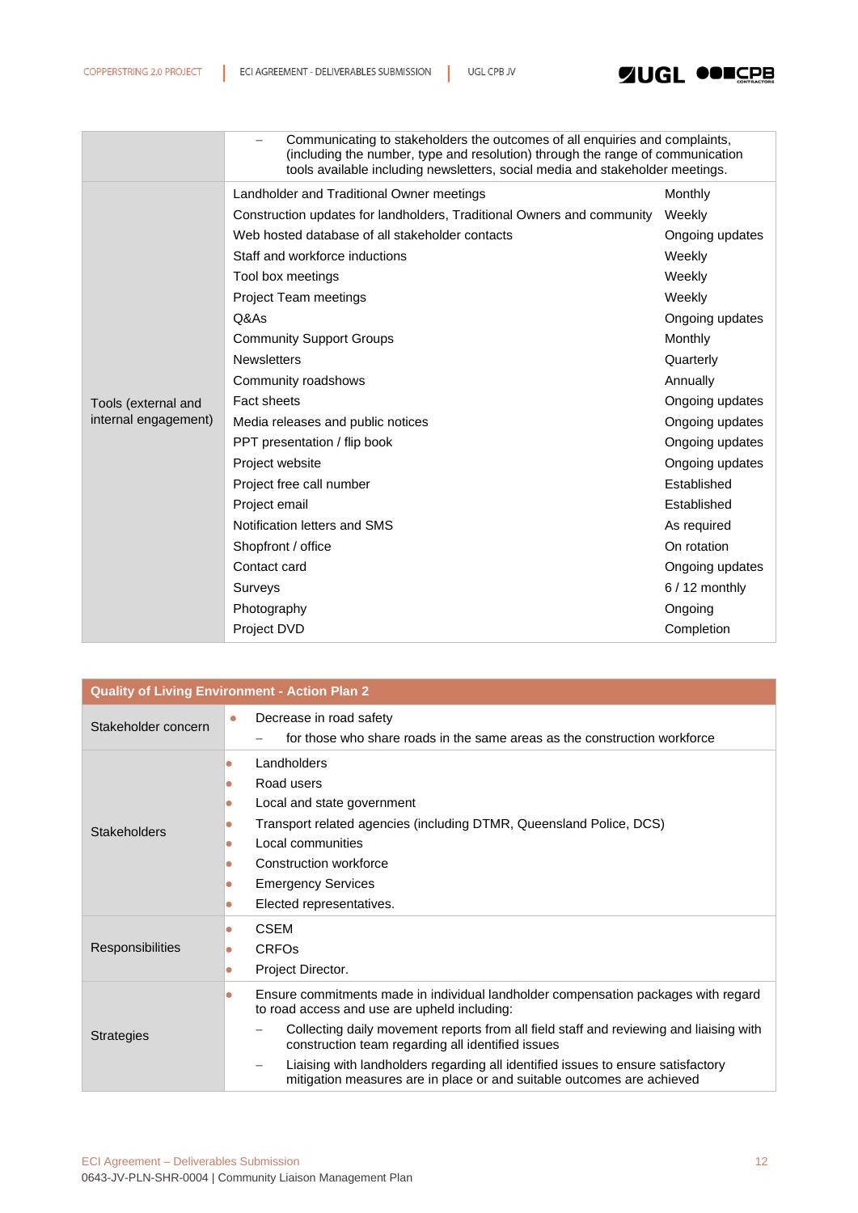| | |
|---|---|
| | – Communicating to stakeholders the outcomes of all enquiries and complaints, (including the number, type and resolution) through the range of communication tools available including newsletters, social media and stakeholder meetings. |

| Tools (external and internal engagement) | | |
|---|---|---|
| | Landholder and Traditional Owner meetings | Monthly |
| | Construction updates for landholders, Traditional Owners and community | Weekly |
| | Web hosted database of all stakeholder contacts | Ongoing updates |
| | Staff and workforce inductions | Weekly |
| | Tool box meetings | Weekly |
| | Project Team meetings | Weekly |
| | Q&As | Ongoing updates |
| | Community Support Groups | Monthly |
| | Newsletters | Quarterly |
| | Community roadshows | Annually |
| | Fact sheets | Ongoing updates |
| | Media releases and public notices | Ongoing updates |
| | PPT presentation / flip book | Ongoing updates |
| | Project website | Ongoing updates |
| | Project free call number | Established |
| | Project email | Established |
| | Notification letters and SMS | As required |
| | Shopfront / office | On rotation |
| | Contact card | Ongoing updates |
| | Surveys | 6 / 12 monthly |
| | Photography | Ongoing |
| | Project DVD | Completion |

| Quality of Living Environment - Action Plan 2 | |
|---|---|
| Stakeholder concern | • Decrease in road safety<br>– for those who share roads in the same areas as the construction workforce |
| Stakeholders | • Landholders<br>• Road users<br>• Local and state government<br>• Transport related agencies (including DTMR, Queensland Police, DCS)<br>• Local communities<br>• Construction workforce<br>• Emergency Services<br>• Elected representatives. |
| Responsibilities | • CSEM<br>• CRFOs<br>• Project Director. |
| Strategies | • Ensure commitments made in individual landholder compensation packages with regard to road access and use are upheld including:<br>– Collecting daily movement reports from all field staff and reviewing and liaising with construction team regarding all identified issues<br>– Liaising with landholders regarding all identified issues to ensure satisfactory mitigation measures are in place or and suitable outcomes are achieved |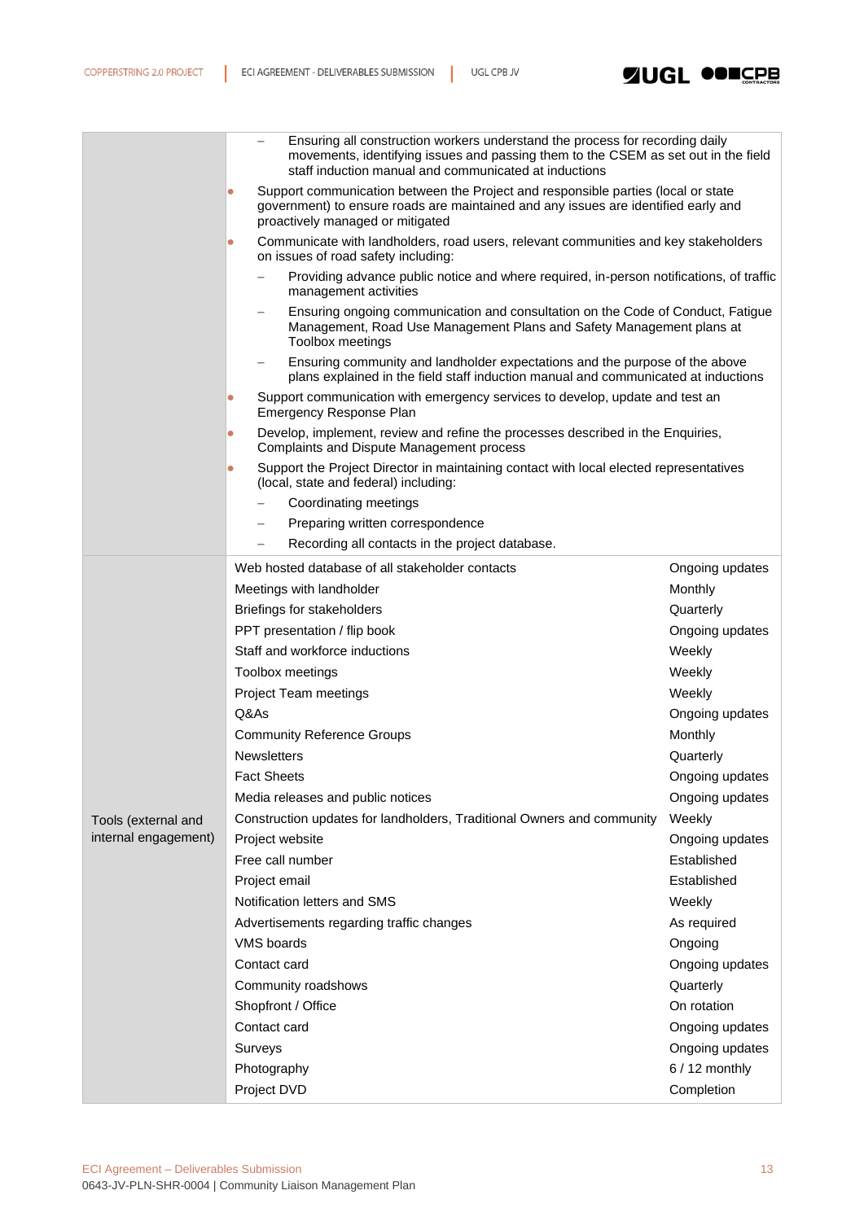| | | |
|---|---|---|
| | – Ensuring all construction workers understand the process for recording daily movements, identifying issues and passing them to the CSEM as set out in the field staff induction manual and communicated at inductions<br>• Support communication between the Project and responsible parties (local or state government) to ensure roads are maintained and any issues are identified early and proactively managed or mitigated<br>• Communicate with landholders, road users, relevant communities and key stakeholders on issues of road safety including:<br>– Providing advance public notice and where required, in-person notifications, of traffic management activities<br>– Ensuring ongoing communication and consultation on the Code of Conduct, Fatigue Management, Road Use Management Plans and Safety Management plans at Toolbox meetings<br>– Ensuring community and landholder expectations and the purpose of the above plans explained in the field staff induction manual and communicated at inductions<br>• Support communication with emergency services to develop, update and test an Emergency Response Plan<br>• Develop, implement, review and refine the processes described in the Enquiries, Complaints and Dispute Management process<br>• Support the Project Director in maintaining contact with local elected representatives (local, state and federal) including:<br>– Coordinating meetings<br>– Preparing written correspondence<br>– Recording all contacts in the project database. | |
| Tools (external and internal engagement) | Web hosted database of all stakeholder contacts | Ongoing updates |
| | Meetings with landholder | Monthly |
| | Briefings for stakeholders | Quarterly |
| | PPT presentation / flip book | Ongoing updates |
| | Staff and workforce inductions | Weekly |
| | Toolbox meetings | Weekly |
| | Project Team meetings | Weekly |
| | Q&As | Ongoing updates |
| | Community Reference Groups | Monthly |
| | Newsletters | Quarterly |
| | Fact Sheets | Ongoing updates |
| | Media releases and public notices | Ongoing updates |
| | Construction updates for landholders, Traditional Owners and community | Weekly |
| | Project website | Ongoing updates |
| | Free call number | Established |
| | Project email | Established |
| | Notification letters and SMS | Weekly |
| | Advertisements regarding traffic changes | As required |
| | VMS boards | Ongoing |
| | Contact card | Ongoing updates |
| | Community roadshows | Quarterly |
| | Shopfront / Office | On rotation |
| | Contact card | Ongoing updates |
| | Surveys | Ongoing updates |
| | Photography | 6 / 12 monthly |
| | Project DVD | Completion |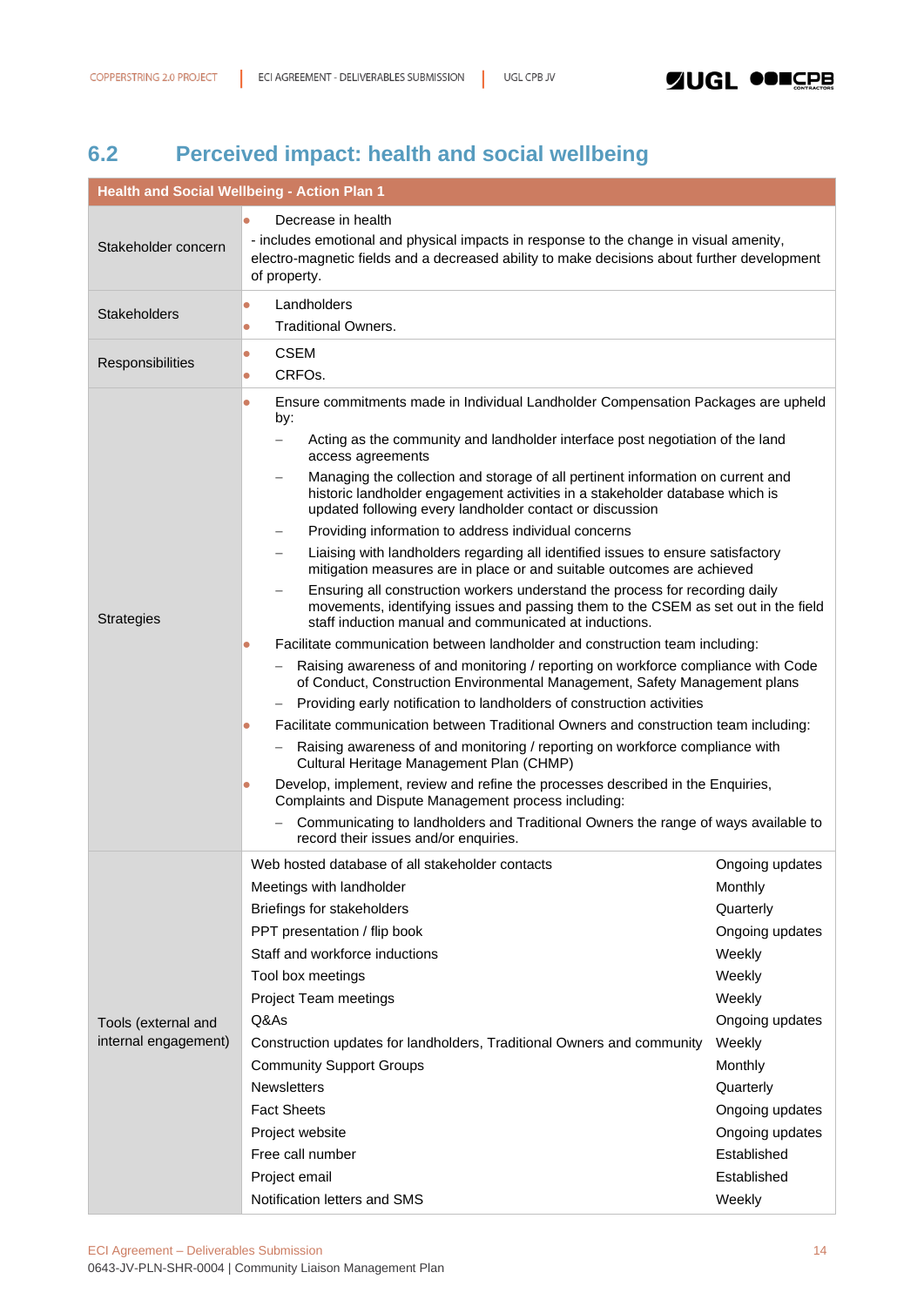## 6.2 Perceived impact: health and social wellbeing

| Health and Social Wellbeing - Action Plan 1 | |
|---|---|
| Stakeholder concern | • Decrease in health<br>- includes emotional and physical impacts in response to the change in visual amenity, electro-magnetic fields and a decreased ability to make decisions about further development of property. |
| Stakeholders | • Landholders<br>• Traditional Owners. |
| Responsibilities | • CSEM<br>• CRFOs. |
| Strategies | • Ensure commitments made in Individual Landholder Compensation Packages are upheld by:<br>– Acting as the community and landholder interface post negotiation of the land access agreements<br>– Managing the collection and storage of all pertinent information on current and historic landholder engagement activities in a stakeholder database which is updated following every landholder contact or discussion<br>– Providing information to address individual concerns<br>– Liaising with landholders regarding all identified issues to ensure satisfactory mitigation measures are in place or and suitable outcomes are achieved<br>– Ensuring all construction workers understand the process for recording daily movements, identifying issues and passing them to the CSEM as set out in the field staff induction manual and communicated at inductions.<br>• Facilitate communication between landholder and construction team including:<br>– Raising awareness of and monitoring / reporting on workforce compliance with Code of Conduct, Construction Environmental Management, Safety Management plans<br>– Providing early notification to landholders of construction activities<br>• Facilitate communication between Traditional Owners and construction team including:<br>– Raising awareness of and monitoring / reporting on workforce compliance with Cultural Heritage Management Plan (CHMP)<br>• Develop, implement, review and refine the processes described in the Enquiries, Complaints and Dispute Management process including:<br>– Communicating to landholders and Traditional Owners the range of ways available to record their issues and/or enquiries. |
| Tools (external and internal engagement) | Web hosted database of all stakeholder contacts — Ongoing updates<br>Meetings with landholder — Monthly<br>Briefings for stakeholders — Quarterly<br>PPT presentation / flip book — Ongoing updates<br>Staff and workforce inductions — Weekly<br>Tool box meetings — Weekly<br>Project Team meetings — Weekly<br>Q&As — Ongoing updates<br>Construction updates for landholders, Traditional Owners and community — Weekly<br>Community Support Groups — Monthly<br>Newsletters — Quarterly<br>Fact Sheets — Ongoing updates<br>Project website — Ongoing updates<br>Free call number — Established<br>Project email — Established<br>Notification letters and SMS — Weekly |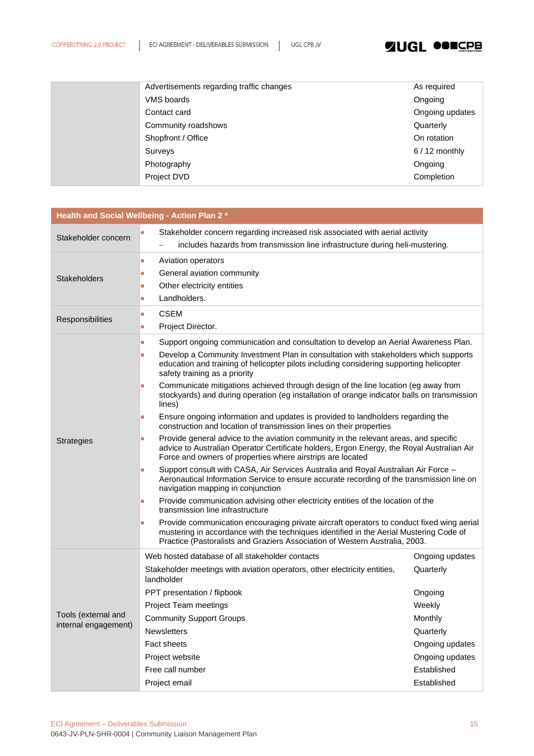| | | |
|---|---|---|
| | Advertisements regarding traffic changes | As required |
| | VMS boards | Ongoing |
| | Contact card | Ongoing updates |
| | Community roadshows | Quarterly |
| | Shopfront / Office | On rotation |
| | Surveys | 6 / 12 monthly |
| | Photography | Ongoing |
| | Project DVD | Completion |

| Health and Social Wellbeing - Action Plan 2 * | | |
|---|---|---|
| Stakeholder concern | • Stakeholder concern regarding increased risk associated with aerial activity<br>– includes hazards from transmission line infrastructure during heli-mustering. | |
| Stakeholders | • Aviation operators<br>• General aviation community<br>• Other electricity entities<br>• Landholders. | |
| Responsibilities | • CSEM<br>• Project Director. | |
| Strategies | • Support ongoing communication and consultation to develop an Aerial Awareness Plan.<br>• Develop a Community Investment Plan in consultation with stakeholders which supports education and training of helicopter pilots including considering supporting helicopter safety training as a priority<br>• Communicate mitigations achieved through design of the line location (eg away from stockyards) and during operation (eg installation of orange indicator balls on transmission lines)<br>• Ensure ongoing information and updates is provided to landholders regarding the construction and location of transmission lines on their properties<br>• Provide general advice to the aviation community in the relevant areas, and specific advice to Australian Operator Certificate holders, Ergon Energy, the Royal Australian Air Force and owners of properties where airstrips are located<br>• Support consult with CASA, Air Services Australia and Royal Australian Air Force – Aeronautical Information Service to ensure accurate recording of the transmission line on navigation mapping in conjunction<br>• Provide communication advising other electricity entities of the location of the transmission line infrastructure<br>• Provide communication encouraging private aircraft operators to conduct fixed wing aerial mustering in accordance with the techniques identified in the Aerial Mustering Code of Practice (Pastoralists and Graziers Association of Western Australia, 2003. | |
| Tools (external and internal engagement) | Web hosted database of all stakeholder contacts | Ongoing updates |
| | Stakeholder meetings with aviation operators, other electricity entities, landholder | Quarterly |
| | PPT presentation / flipbook | Ongoing |
| | Project Team meetings | Weekly |
| | Community Support Groups | Monthly |
| | Newsletters | Quarterly |
| | Fact sheets | Ongoing updates |
| | Project website | Ongoing updates |
| | Free call number | Established |
| | Project email | Established |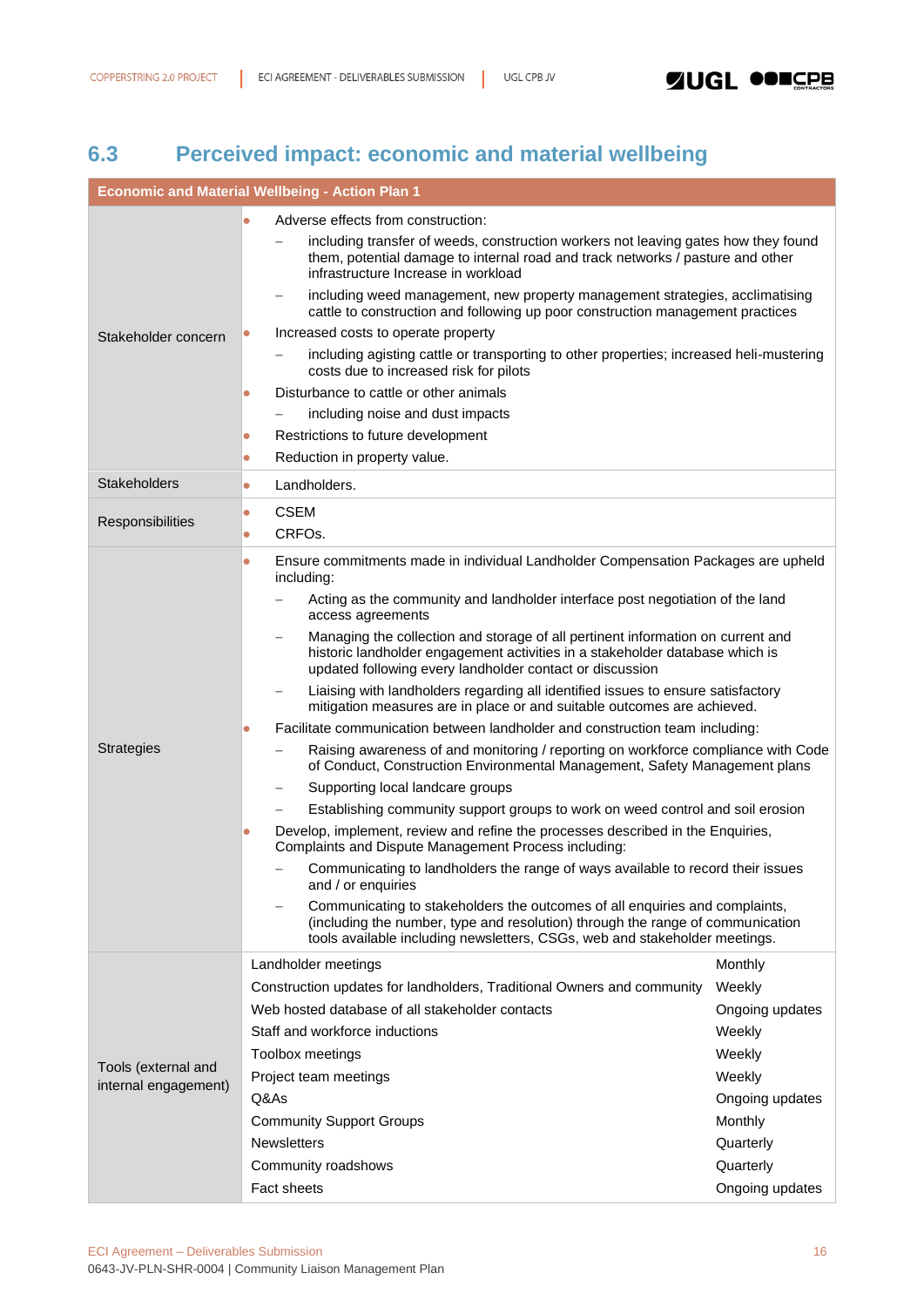## 6.3 Perceived impact: economic and material wellbeing

| Economic and Material Wellbeing - Action Plan 1 | |
|---|---|
| Stakeholder concern | • Adverse effects from construction:<br>– including transfer of weeds, construction workers not leaving gates how they found them, potential damage to internal road and track networks / pasture and other infrastructure Increase in workload<br>– including weed management, new property management strategies, acclimatising cattle to construction and following up poor construction management practices<br>• Increased costs to operate property<br>– including agisting cattle or transporting to other properties; increased heli-mustering costs due to increased risk for pilots<br>• Disturbance to cattle or other animals<br>– including noise and dust impacts<br>• Restrictions to future development<br>• Reduction in property value. |
| Stakeholders | • Landholders. |
| Responsibilities | • CSEM<br>• CRFOs. |
| Strategies | • Ensure commitments made in individual Landholder Compensation Packages are upheld including:<br>– Acting as the community and landholder interface post negotiation of the land access agreements<br>– Managing the collection and storage of all pertinent information on current and historic landholder engagement activities in a stakeholder database which is updated following every landholder contact or discussion<br>– Liaising with landholders regarding all identified issues to ensure satisfactory mitigation measures are in place or and suitable outcomes are achieved.<br>• Facilitate communication between landholder and construction team including:<br>– Raising awareness of and monitoring / reporting on workforce compliance with Code of Conduct, Construction Environmental Management, Safety Management plans<br>– Supporting local landcare groups<br>– Establishing community support groups to work on weed control and soil erosion<br>• Develop, implement, review and refine the processes described in the Enquiries, Complaints and Dispute Management Process including:<br>– Communicating to landholders the range of ways available to record their issues and / or enquiries<br>– Communicating to stakeholders the outcomes of all enquiries and complaints, (including the number, type and resolution) through the range of communication tools available including newsletters, CSGs, web and stakeholder meetings. |
| Tools (external and internal engagement) | Landholder meetings — Monthly<br>Construction updates for landholders, Traditional Owners and community — Weekly<br>Web hosted database of all stakeholder contacts — Ongoing updates<br>Staff and workforce inductions — Weekly<br>Toolbox meetings — Weekly<br>Project team meetings — Weekly<br>Q&As — Ongoing updates<br>Community Support Groups — Monthly<br>Newsletters — Quarterly<br>Community roadshows — Quarterly<br>Fact sheets — Ongoing updates |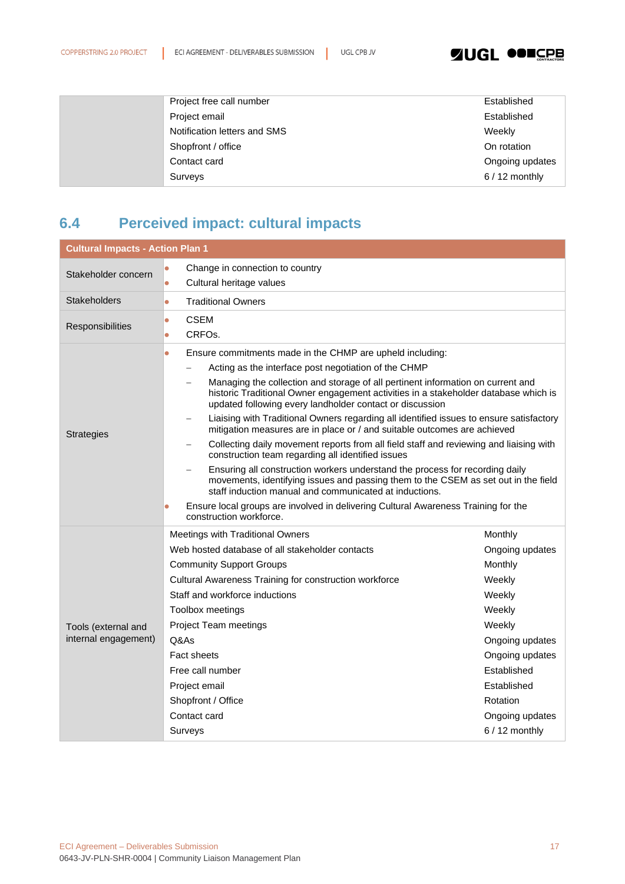| | | |
|---|---|---|
| | Project free call number | Established |
| | Project email | Established |
| | Notification letters and SMS | Weekly |
| | Shopfront / office | On rotation |
| | Contact card | Ongoing updates |
| | Surveys | 6 / 12 monthly |

## 6.4 Perceived impact: cultural impacts

| **Cultural Impacts - Action Plan 1** | | |
|---|---|---|
| Stakeholder concern | • Change in connection to country<br>• Cultural heritage values | |
| Stakeholders | • Traditional Owners | |
| Responsibilities | • CSEM<br>• CRFOs. | |
| Strategies | • Ensure commitments made in the CHMP are upheld including:<br>– Acting as the interface post negotiation of the CHMP<br>– Managing the collection and storage of all pertinent information on current and historic Traditional Owner engagement activities in a stakeholder database which is updated following every landholder contact or discussion<br>– Liaising with Traditional Owners regarding all identified issues to ensure satisfactory mitigation measures are in place or / and suitable outcomes are achieved<br>– Collecting daily movement reports from all field staff and reviewing and liaising with construction team regarding all identified issues<br>– Ensuring all construction workers understand the process for recording daily movements, identifying issues and passing them to the CSEM as set out in the field staff induction manual and communicated at inductions.<br>• Ensure local groups are involved in delivering Cultural Awareness Training for the construction workforce. | |
| Tools (external and internal engagement) | Meetings with Traditional Owners | Monthly |
| | Web hosted database of all stakeholder contacts | Ongoing updates |
| | Community Support Groups | Monthly |
| | Cultural Awareness Training for construction workforce | Weekly |
| | Staff and workforce inductions | Weekly |
| | Toolbox meetings | Weekly |
| | Project Team meetings | Weekly |
| | Q&As | Ongoing updates |
| | Fact sheets | Ongoing updates |
| | Free call number | Established |
| | Project email | Established |
| | Shopfront / Office | Rotation |
| | Contact card | Ongoing updates |
| | Surveys | 6 / 12 monthly |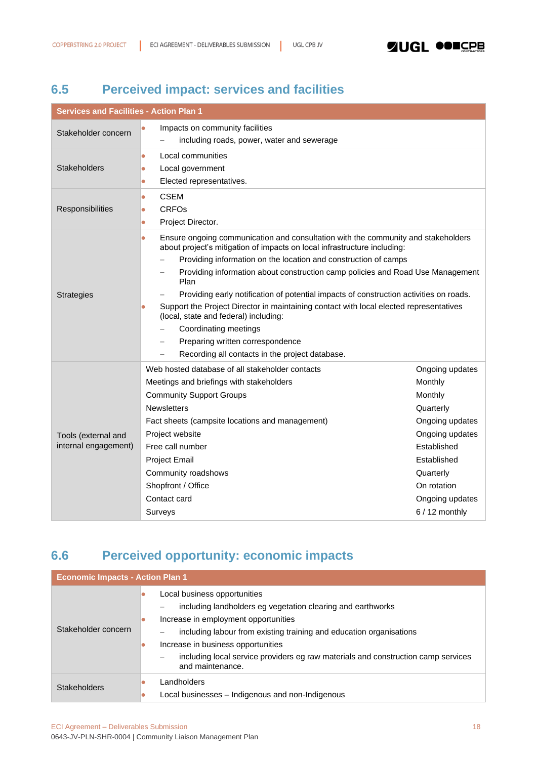## 6.5 Perceived impact: services and facilities

| Services and Facilities - Action Plan 1 | |
|---|---|
| Stakeholder concern | • Impacts on community facilities<br>– including roads, power, water and sewerage |
| Stakeholders | • Local communities<br>• Local government<br>• Elected representatives. |
| Responsibilities | • CSEM<br>• CRFOs<br>• Project Director. |
| Strategies | • Ensure ongoing communication and consultation with the community and stakeholders about project's mitigation of impacts on local infrastructure including:<br>– Providing information on the location and construction of camps<br>– Providing information about construction camp policies and Road Use Management Plan<br>– Providing early notification of potential impacts of construction activities on roads.<br>• Support the Project Director in maintaining contact with local elected representatives (local, state and federal) including:<br>– Coordinating meetings<br>– Preparing written correspondence<br>– Recording all contacts in the project database. |
| Tools (external and internal engagement) | Web hosted database of all stakeholder contacts — Ongoing updates<br>Meetings and briefings with stakeholders — Monthly<br>Community Support Groups — Monthly<br>Newsletters — Quarterly<br>Fact sheets (campsite locations and management) — Ongoing updates<br>Project website — Ongoing updates<br>Free call number — Established<br>Project Email — Established<br>Community roadshows — Quarterly<br>Shopfront / Office — On rotation<br>Contact card — Ongoing updates<br>Surveys — 6 / 12 monthly |

## 6.6 Perceived opportunity: economic impacts

| Economic Impacts - Action Plan 1 | |
|---|---|
| Stakeholder concern | • Local business opportunities<br>– including landholders eg vegetation clearing and earthworks<br>• Increase in employment opportunities<br>– including labour from existing training and education organisations<br>• Increase in business opportunities<br>– including local service providers eg raw materials and construction camp services and maintenance. |
| Stakeholders | • Landholders<br>• Local businesses – Indigenous and non-Indigenous |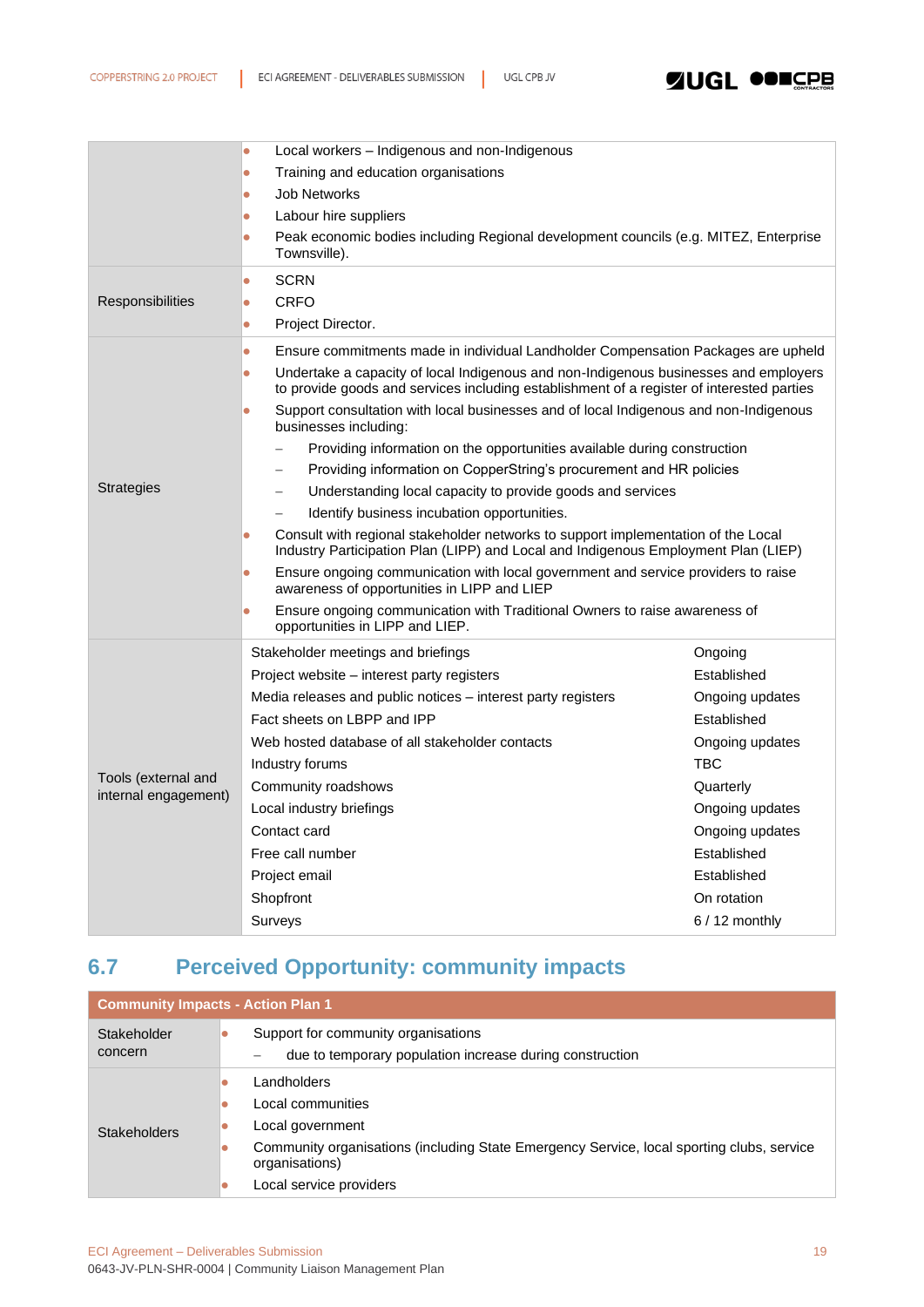| | |
|---|---|
| | • Local workers – Indigenous and non-Indigenous<br>• Training and education organisations<br>• Job Networks<br>• Labour hire suppliers<br>• Peak economic bodies including Regional development councils (e.g. MITEZ, Enterprise Townsville). |
| Responsibilities | • SCRN<br>• CRFO<br>• Project Director. |
| Strategies | • Ensure commitments made in individual Landholder Compensation Packages are upheld<br>• Undertake a capacity of local Indigenous and non-Indigenous businesses and employers to provide goods and services including establishment of a register of interested parties<br>• Support consultation with local businesses and of local Indigenous and non-Indigenous businesses including:<br>– Providing information on the opportunities available during construction<br>– Providing information on CopperString's procurement and HR policies<br>– Understanding local capacity to provide goods and services<br>– Identify business incubation opportunities.<br>• Consult with regional stakeholder networks to support implementation of the Local Industry Participation Plan (LIPP) and Local and Indigenous Employment Plan (LIEP)<br>• Ensure ongoing communication with local government and service providers to raise awareness of opportunities in LIPP and LIEP<br>• Ensure ongoing communication with Traditional Owners to raise awareness of opportunities in LIPP and LIEP. |

| Tools (external and internal engagement) | | |
|---|---|---|
| | Stakeholder meetings and briefings | Ongoing |
| | Project website – interest party registers | Established |
| | Media releases and public notices – interest party registers | Ongoing updates |
| | Fact sheets on LBPP and IPP | Established |
| | Web hosted database of all stakeholder contacts | Ongoing updates |
| | Industry forums | TBC |
| | Community roadshows | Quarterly |
| | Local industry briefings | Ongoing updates |
| | Contact card | Ongoing updates |
| | Free call number | Established |
| | Project email | Established |
| | Shopfront | On rotation |
| | Surveys | 6 / 12 monthly |

## 6.7 Perceived Opportunity: community impacts

| Community Impacts - Action Plan 1 | |
|---|---|
| Stakeholder concern | • Support for community organisations<br>– due to temporary population increase during construction |
| Stakeholders | • Landholders<br>• Local communities<br>• Local government<br>• Community organisations (including State Emergency Service, local sporting clubs, service organisations)<br>• Local service providers |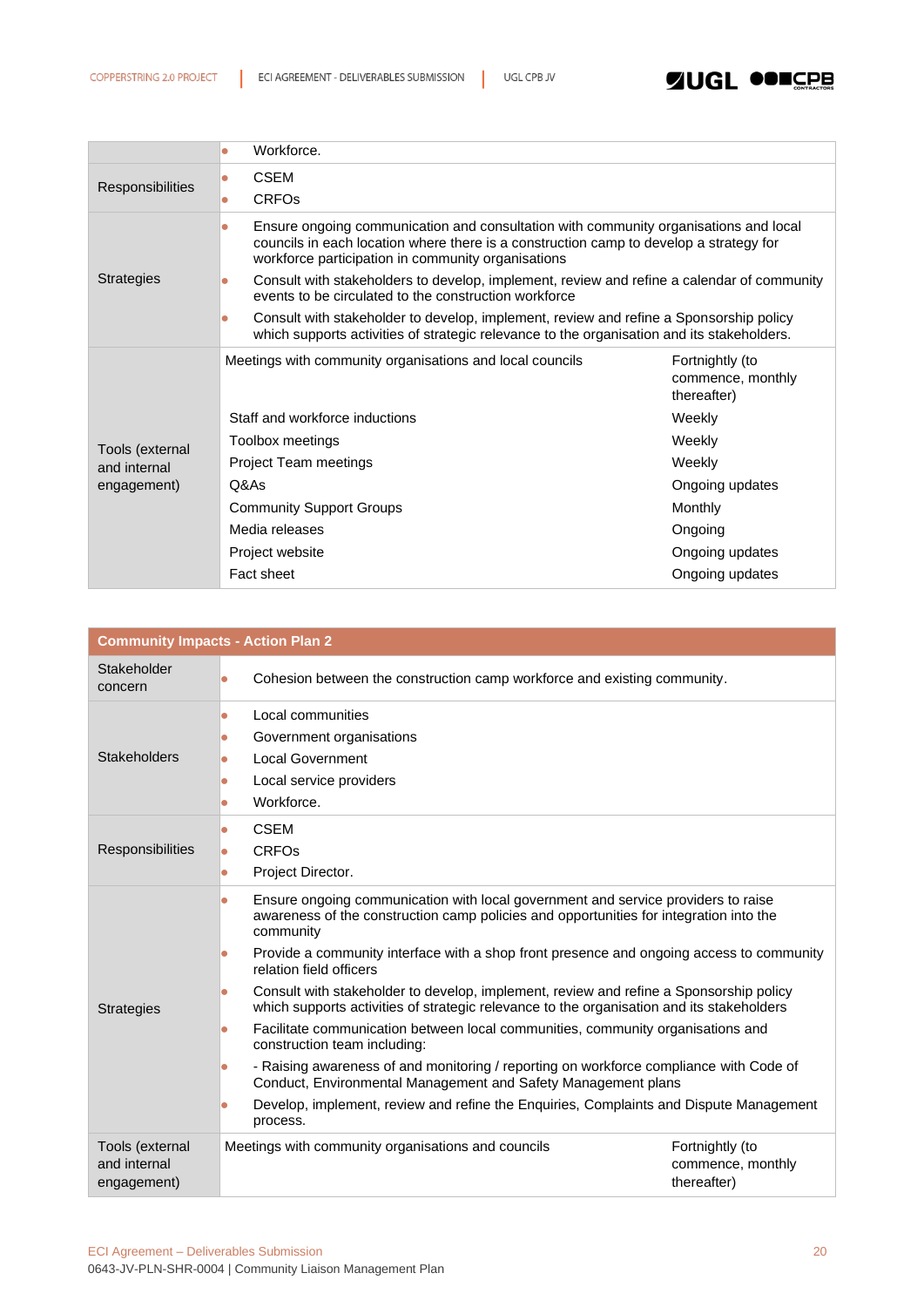| | | |
|---|---|---|
| | • Workforce. | |
| Responsibilities | • CSEM<br>• CRFOs | |
| Strategies | • Ensure ongoing communication and consultation with community organisations and local councils in each location where there is a construction camp to develop a strategy for workforce participation in community organisations<br>• Consult with stakeholders to develop, implement, review and refine a calendar of community events to be circulated to the construction workforce<br>• Consult with stakeholder to develop, implement, review and refine a Sponsorship policy which supports activities of strategic relevance to the organisation and its stakeholders. | |
| Tools (external and internal engagement) | Meetings with community organisations and local councils | Fortnightly (to commence, monthly thereafter) |
| | Staff and workforce inductions | Weekly |
| | Toolbox meetings | Weekly |
| | Project Team meetings | Weekly |
| | Q&As | Ongoing updates |
| | Community Support Groups | Monthly |
| | Media releases | Ongoing |
| | Project website | Ongoing updates |
| | Fact sheet | Ongoing updates |

| **Community Impacts - Action Plan 2** | | |
|---|---|---|
| Stakeholder concern | • Cohesion between the construction camp workforce and existing community. | |
| Stakeholders | • Local communities<br>• Government organisations<br>• Local Government<br>• Local service providers<br>• Workforce. | |
| Responsibilities | • CSEM<br>• CRFOs<br>• Project Director. | |
| Strategies | • Ensure ongoing communication with local government and service providers to raise awareness of the construction camp policies and opportunities for integration into the community<br>• Provide a community interface with a shop front presence and ongoing access to community relation field officers<br>• Consult with stakeholder to develop, implement, review and refine a Sponsorship policy which supports activities of strategic relevance to the organisation and its stakeholders<br>• Facilitate communication between local communities, community organisations and construction team including:<br>• - Raising awareness of and monitoring / reporting on workforce compliance with Code of Conduct, Environmental Management and Safety Management plans<br>• Develop, implement, review and refine the Enquiries, Complaints and Dispute Management process. | |
| Tools (external and internal engagement) | Meetings with community organisations and councils | Fortnightly (to commence, monthly thereafter) |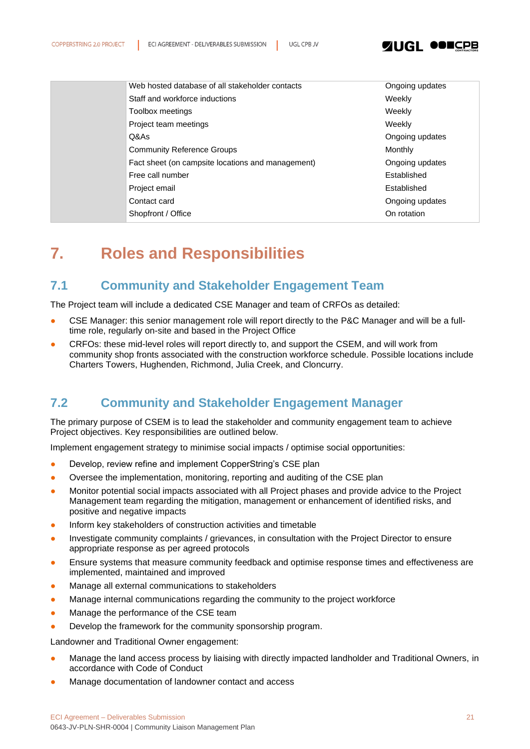| | | |
|---|---|---|
| | Web hosted database of all stakeholder contacts | Ongoing updates |
| | Staff and workforce inductions | Weekly |
| | Toolbox meetings | Weekly |
| | Project team meetings | Weekly |
| | Q&As | Ongoing updates |
| | Community Reference Groups | Monthly |
| | Fact sheet (on campsite locations and management) | Ongoing updates |
| | Free call number | Established |
| | Project email | Established |
| | Contact card | Ongoing updates |
| | Shopfront / Office | On rotation |

# 7. Roles and Responsibilities

## 7.1 Community and Stakeholder Engagement Team

The Project team will include a dedicated CSE Manager and team of CRFOs as detailed:

- CSE Manager: this senior management role will report directly to the P&C Manager and will be a full-time role, regularly on-site and based in the Project Office
- CRFOs: these mid-level roles will report directly to, and support the CSEM, and will work from community shop fronts associated with the construction workforce schedule. Possible locations include Charters Towers, Hughenden, Richmond, Julia Creek, and Cloncurry.

## 7.2 Community and Stakeholder Engagement Manager

The primary purpose of CSEM is to lead the stakeholder and community engagement team to achieve Project objectives. Key responsibilities are outlined below.

Implement engagement strategy to minimise social impacts / optimise social opportunities:

- Develop, review refine and implement CopperString's CSE plan
- Oversee the implementation, monitoring, reporting and auditing of the CSE plan
- Monitor potential social impacts associated with all Project phases and provide advice to the Project Management team regarding the mitigation, management or enhancement of identified risks, and positive and negative impacts
- Inform key stakeholders of construction activities and timetable
- Investigate community complaints / grievances, in consultation with the Project Director to ensure appropriate response as per agreed protocols
- Ensure systems that measure community feedback and optimise response times and effectiveness are implemented, maintained and improved
- Manage all external communications to stakeholders
- Manage internal communications regarding the community to the project workforce
- Manage the performance of the CSE team
- Develop the framework for the community sponsorship program.

Landowner and Traditional Owner engagement:

- Manage the land access process by liaising with directly impacted landholder and Traditional Owners, in accordance with Code of Conduct
- Manage documentation of landowner contact and access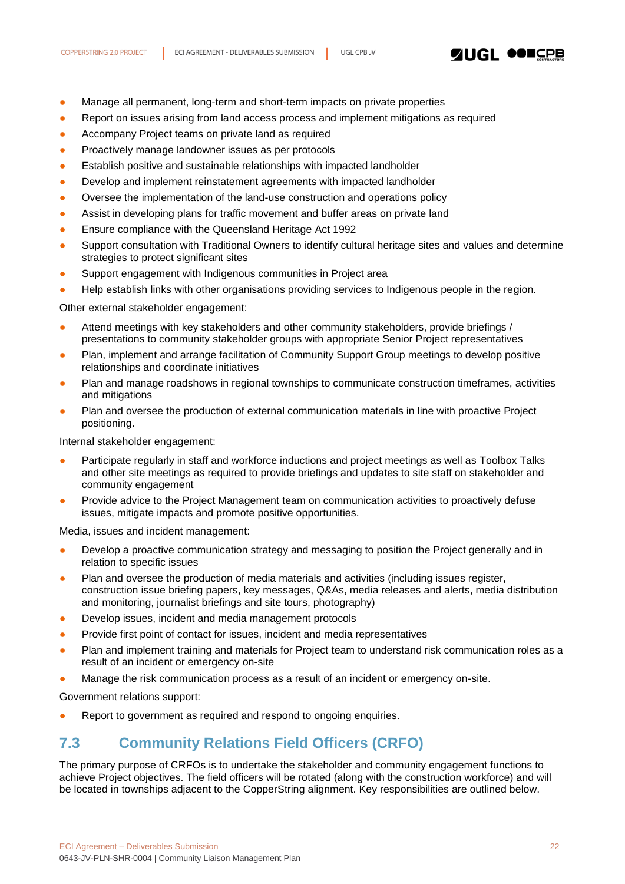- Manage all permanent, long-term and short-term impacts on private properties
- Report on issues arising from land access process and implement mitigations as required
- Accompany Project teams on private land as required
- Proactively manage landowner issues as per protocols
- Establish positive and sustainable relationships with impacted landholder
- Develop and implement reinstatement agreements with impacted landholder
- Oversee the implementation of the land-use construction and operations policy
- Assist in developing plans for traffic movement and buffer areas on private land
- Ensure compliance with the Queensland Heritage Act 1992
- Support consultation with Traditional Owners to identify cultural heritage sites and values and determine strategies to protect significant sites
- Support engagement with Indigenous communities in Project area
- Help establish links with other organisations providing services to Indigenous people in the region.

Other external stakeholder engagement:

- Attend meetings with key stakeholders and other community stakeholders, provide briefings / presentations to community stakeholder groups with appropriate Senior Project representatives
- Plan, implement and arrange facilitation of Community Support Group meetings to develop positive relationships and coordinate initiatives
- Plan and manage roadshows in regional townships to communicate construction timeframes, activities and mitigations
- Plan and oversee the production of external communication materials in line with proactive Project positioning.

Internal stakeholder engagement:

- Participate regularly in staff and workforce inductions and project meetings as well as Toolbox Talks and other site meetings as required to provide briefings and updates to site staff on stakeholder and community engagement
- Provide advice to the Project Management team on communication activities to proactively defuse issues, mitigate impacts and promote positive opportunities.

Media, issues and incident management:

- Develop a proactive communication strategy and messaging to position the Project generally and in relation to specific issues
- Plan and oversee the production of media materials and activities (including issues register, construction issue briefing papers, key messages, Q&As, media releases and alerts, media distribution and monitoring, journalist briefings and site tours, photography)
- Develop issues, incident and media management protocols
- Provide first point of contact for issues, incident and media representatives
- Plan and implement training and materials for Project team to understand risk communication roles as a result of an incident or emergency on-site
- Manage the risk communication process as a result of an incident or emergency on-site.

Government relations support:

- Report to government as required and respond to ongoing enquiries.

## 7.3 Community Relations Field Officers (CRFO)

The primary purpose of CRFOs is to undertake the stakeholder and community engagement functions to achieve Project objectives. The field officers will be rotated (along with the construction workforce) and will be located in townships adjacent to the CopperString alignment. Key responsibilities are outlined below.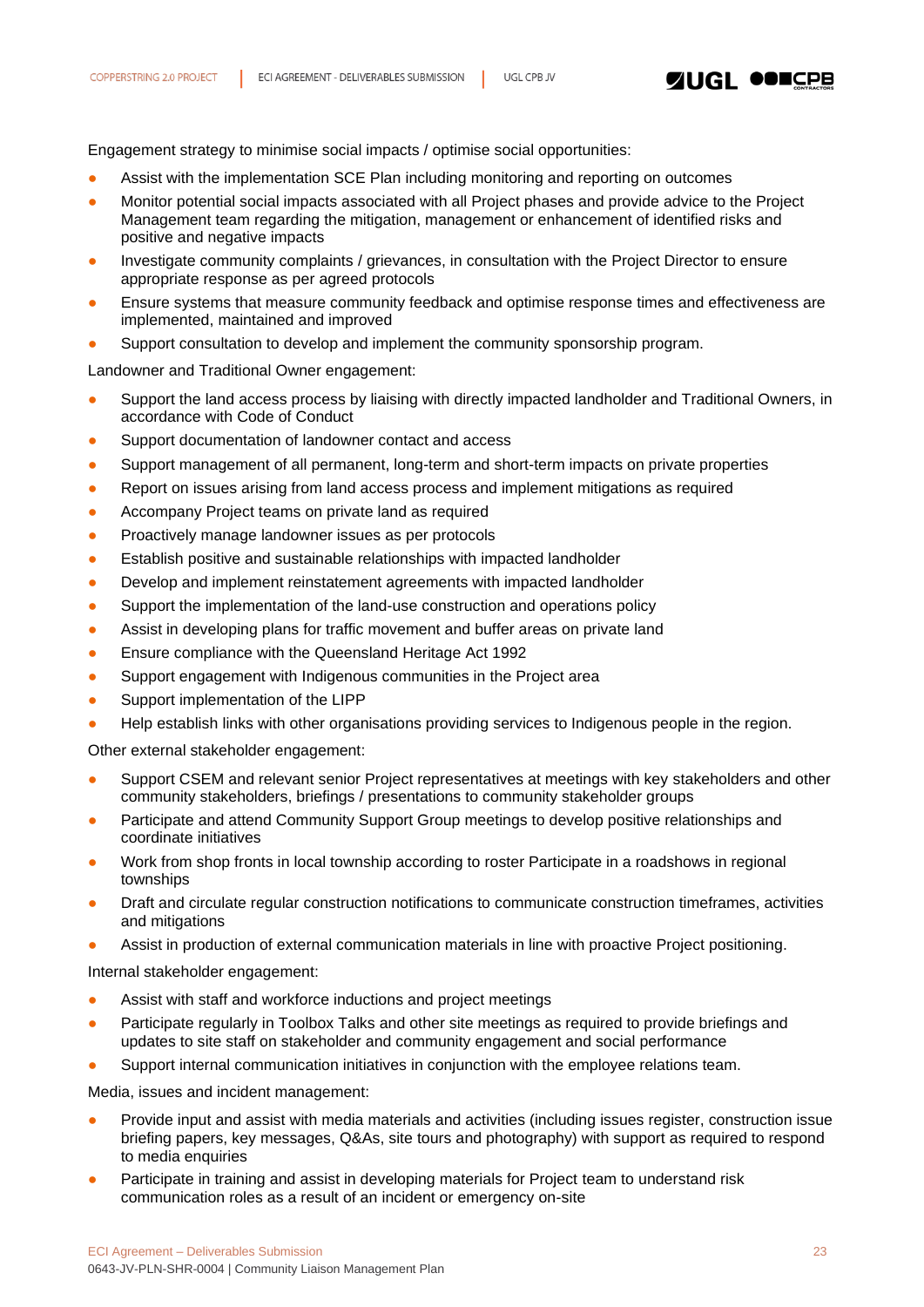Engagement strategy to minimise social impacts / optimise social opportunities:

- Assist with the implementation SCE Plan including monitoring and reporting on outcomes
- Monitor potential social impacts associated with all Project phases and provide advice to the Project Management team regarding the mitigation, management or enhancement of identified risks and positive and negative impacts
- Investigate community complaints / grievances, in consultation with the Project Director to ensure appropriate response as per agreed protocols
- Ensure systems that measure community feedback and optimise response times and effectiveness are implemented, maintained and improved
- Support consultation to develop and implement the community sponsorship program.

Landowner and Traditional Owner engagement:

- Support the land access process by liaising with directly impacted landholder and Traditional Owners, in accordance with Code of Conduct
- Support documentation of landowner contact and access
- Support management of all permanent, long-term and short-term impacts on private properties
- Report on issues arising from land access process and implement mitigations as required
- Accompany Project teams on private land as required
- Proactively manage landowner issues as per protocols
- Establish positive and sustainable relationships with impacted landholder
- Develop and implement reinstatement agreements with impacted landholder
- Support the implementation of the land-use construction and operations policy
- Assist in developing plans for traffic movement and buffer areas on private land
- Ensure compliance with the Queensland Heritage Act 1992
- Support engagement with Indigenous communities in the Project area
- Support implementation of the LIPP
- Help establish links with other organisations providing services to Indigenous people in the region.

Other external stakeholder engagement:

- Support CSEM and relevant senior Project representatives at meetings with key stakeholders and other community stakeholders, briefings / presentations to community stakeholder groups
- Participate and attend Community Support Group meetings to develop positive relationships and coordinate initiatives
- Work from shop fronts in local township according to roster Participate in a roadshows in regional townships
- Draft and circulate regular construction notifications to communicate construction timeframes, activities and mitigations
- Assist in production of external communication materials in line with proactive Project positioning.

Internal stakeholder engagement:

- Assist with staff and workforce inductions and project meetings
- Participate regularly in Toolbox Talks and other site meetings as required to provide briefings and updates to site staff on stakeholder and community engagement and social performance
- Support internal communication initiatives in conjunction with the employee relations team.

Media, issues and incident management:

- Provide input and assist with media materials and activities (including issues register, construction issue briefing papers, key messages, Q&As, site tours and photography) with support as required to respond to media enquiries
- Participate in training and assist in developing materials for Project team to understand risk communication roles as a result of an incident or emergency on-site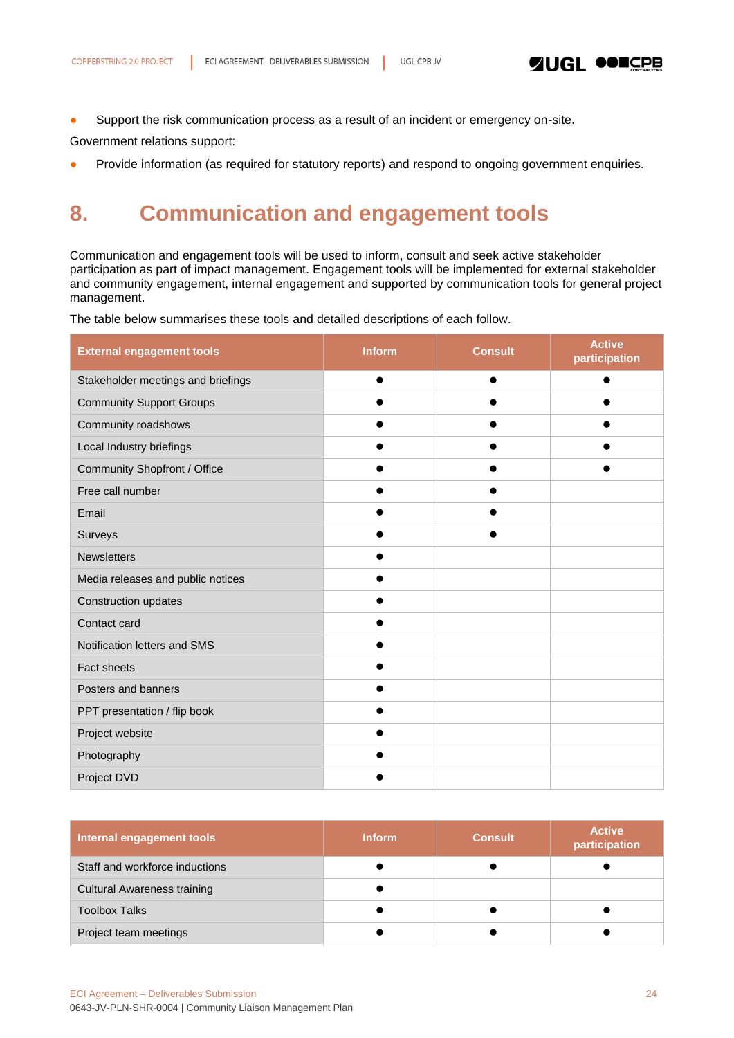- Support the risk communication process as a result of an incident or emergency on-site.

Government relations support:

- Provide information (as required for statutory reports) and respond to ongoing government enquiries.

# 8. Communication and engagement tools

Communication and engagement tools will be used to inform, consult and seek active stakeholder participation as part of impact management. Engagement tools will be implemented for external stakeholder and community engagement, internal engagement and supported by communication tools for general project management.

The table below summarises these tools and detailed descriptions of each follow.

| External engagement tools | Inform | Consult | Active participation |
|---|---|---|---|
| Stakeholder meetings and briefings | ● | ● | ● |
| Community Support Groups | ● | ● | ● |
| Community roadshows | ● | ● | ● |
| Local Industry briefings | ● | ● | ● |
| Community Shopfront / Office | ● | ● | ● |
| Free call number | ● | ● | |
| Email | ● | ● | |
| Surveys | ● | ● | |
| Newsletters | ● | | |
| Media releases and public notices | ● | | |
| Construction updates | ● | | |
| Contact card | ● | | |
| Notification letters and SMS | ● | | |
| Fact sheets | ● | | |
| Posters and banners | ● | | |
| PPT presentation / flip book | ● | | |
| Project website | ● | | |
| Photography | ● | | |
| Project DVD | ● | | |

| Internal engagement tools | Inform | Consult | Active participation |
|---|---|---|---|
| Staff and workforce inductions | ● | ● | ● |
| Cultural Awareness training | ● | | |
| Toolbox Talks | ● | ● | ● |
| Project team meetings | ● | ● | ● |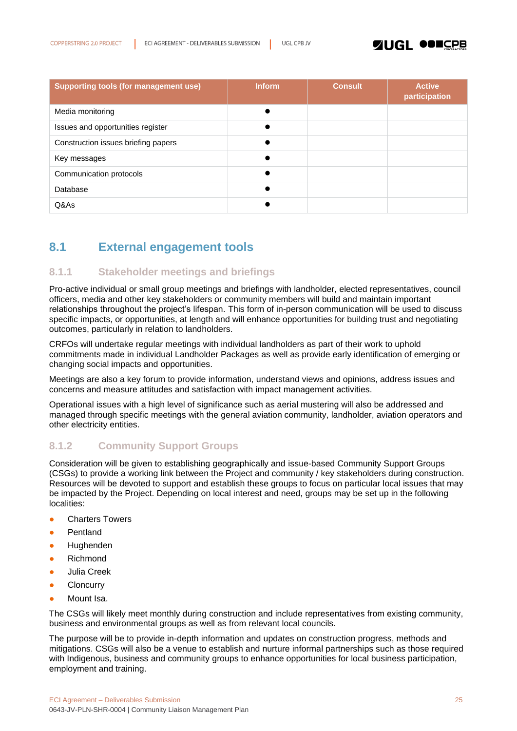| Supporting tools (for management use) | Inform | Consult | Active participation |
|---|---|---|---|
| Media monitoring | ● | | |
| Issues and opportunities register | ● | | |
| Construction issues briefing papers | ● | | |
| Key messages | ● | | |
| Communication protocols | ● | | |
| Database | ● | | |
| Q&As | ● | | |

## 8.1 External engagement tools

### 8.1.1 Stakeholder meetings and briefings

Pro-active individual or small group meetings and briefings with landholder, elected representatives, council officers, media and other key stakeholders or community members will build and maintain important relationships throughout the project's lifespan. This form of in-person communication will be used to discuss specific impacts, or opportunities, at length and will enhance opportunities for building trust and negotiating outcomes, particularly in relation to landholders.

CRFOs will undertake regular meetings with individual landholders as part of their work to uphold commitments made in individual Landholder Packages as well as provide early identification of emerging or changing social impacts and opportunities.

Meetings are also a key forum to provide information, understand views and opinions, address issues and concerns and measure attitudes and satisfaction with impact management activities.

Operational issues with a high level of significance such as aerial mustering will also be addressed and managed through specific meetings with the general aviation community, landholder, aviation operators and other electricity entities.

### 8.1.2 Community Support Groups

Consideration will be given to establishing geographically and issue-based Community Support Groups (CSGs) to provide a working link between the Project and community / key stakeholders during construction. Resources will be devoted to support and establish these groups to focus on particular local issues that may be impacted by the Project. Depending on local interest and need, groups may be set up in the following localities:

- Charters Towers
- Pentland
- Hughenden
- Richmond
- Julia Creek
- Cloncurry
- Mount Isa.

The CSGs will likely meet monthly during construction and include representatives from existing community, business and environmental groups as well as from relevant local councils.

The purpose will be to provide in-depth information and updates on construction progress, methods and mitigations. CSGs will also be a venue to establish and nurture informal partnerships such as those required with Indigenous, business and community groups to enhance opportunities for local business participation, employment and training.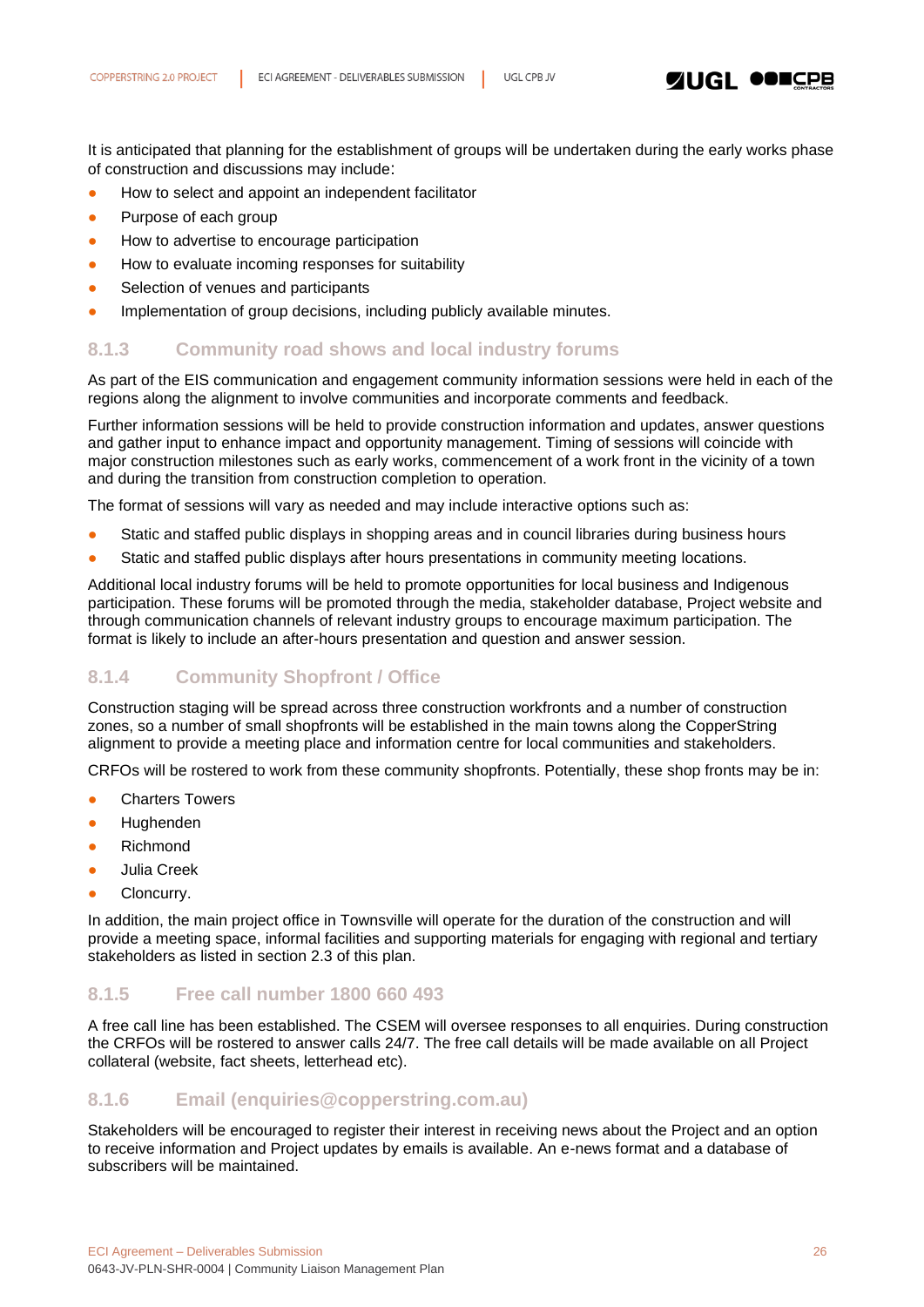It is anticipated that planning for the establishment of groups will be undertaken during the early works phase of construction and discussions may include:

- How to select and appoint an independent facilitator
- Purpose of each group
- How to advertise to encourage participation
- How to evaluate incoming responses for suitability
- Selection of venues and participants
- Implementation of group decisions, including publicly available minutes.

### 8.1.3 Community road shows and local industry forums

As part of the EIS communication and engagement community information sessions were held in each of the regions along the alignment to involve communities and incorporate comments and feedback.

Further information sessions will be held to provide construction information and updates, answer questions and gather input to enhance impact and opportunity management. Timing of sessions will coincide with major construction milestones such as early works, commencement of a work front in the vicinity of a town and during the transition from construction completion to operation.

The format of sessions will vary as needed and may include interactive options such as:

- Static and staffed public displays in shopping areas and in council libraries during business hours
- Static and staffed public displays after hours presentations in community meeting locations.

Additional local industry forums will be held to promote opportunities for local business and Indigenous participation. These forums will be promoted through the media, stakeholder database, Project website and through communication channels of relevant industry groups to encourage maximum participation. The format is likely to include an after-hours presentation and question and answer session.

### 8.1.4 Community Shopfront / Office

Construction staging will be spread across three construction workfronts and a number of construction zones, so a number of small shopfronts will be established in the main towns along the CopperString alignment to provide a meeting place and information centre for local communities and stakeholders.

CRFOs will be rostered to work from these community shopfronts. Potentially, these shop fronts may be in:

- Charters Towers
- Hughenden
- Richmond
- Julia Creek
- Cloncurry.

In addition, the main project office in Townsville will operate for the duration of the construction and will provide a meeting space, informal facilities and supporting materials for engaging with regional and tertiary stakeholders as listed in section 2.3 of this plan.

### 8.1.5 Free call number 1800 660 493

A free call line has been established. The CSEM will oversee responses to all enquiries. During construction the CRFOs will be rostered to answer calls 24/7. The free call details will be made available on all Project collateral (website, fact sheets, letterhead etc).

### 8.1.6 Email (enquiries@copperstring.com.au)

Stakeholders will be encouraged to register their interest in receiving news about the Project and an option to receive information and Project updates by emails is available. An e-news format and a database of subscribers will be maintained.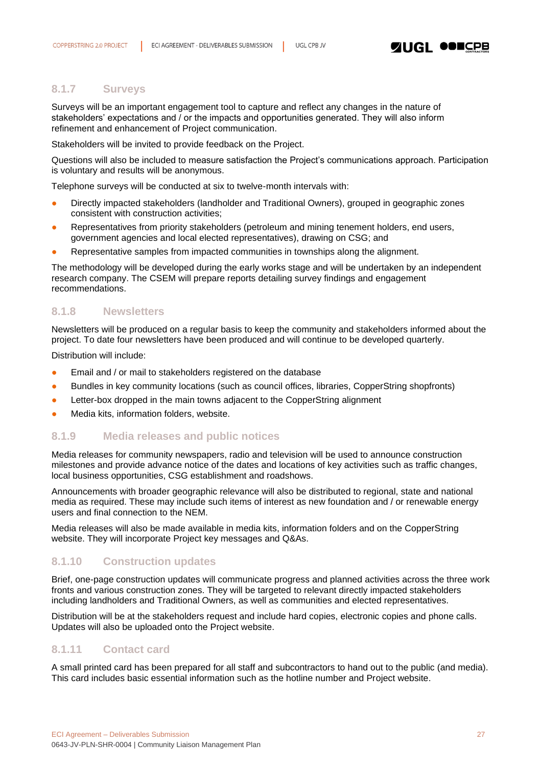### 8.1.7 Surveys

Surveys will be an important engagement tool to capture and reflect any changes in the nature of stakeholders' expectations and / or the impacts and opportunities generated. They will also inform refinement and enhancement of Project communication.

Stakeholders will be invited to provide feedback on the Project.

Questions will also be included to measure satisfaction the Project's communications approach. Participation is voluntary and results will be anonymous.

Telephone surveys will be conducted at six to twelve-month intervals with:

- Directly impacted stakeholders (landholder and Traditional Owners), grouped in geographic zones consistent with construction activities;
- Representatives from priority stakeholders (petroleum and mining tenement holders, end users, government agencies and local elected representatives), drawing on CSG; and
- Representative samples from impacted communities in townships along the alignment.

The methodology will be developed during the early works stage and will be undertaken by an independent research company. The CSEM will prepare reports detailing survey findings and engagement recommendations.

### 8.1.8 Newsletters

Newsletters will be produced on a regular basis to keep the community and stakeholders informed about the project. To date four newsletters have been produced and will continue to be developed quarterly.

Distribution will include:

- Email and / or mail to stakeholders registered on the database
- Bundles in key community locations (such as council offices, libraries, CopperString shopfronts)
- Letter-box dropped in the main towns adjacent to the CopperString alignment
- Media kits, information folders, website.

### 8.1.9 Media releases and public notices

Media releases for community newspapers, radio and television will be used to announce construction milestones and provide advance notice of the dates and locations of key activities such as traffic changes, local business opportunities, CSG establishment and roadshows.

Announcements with broader geographic relevance will also be distributed to regional, state and national media as required. These may include such items of interest as new foundation and / or renewable energy users and final connection to the NEM.

Media releases will also be made available in media kits, information folders and on the CopperString website. They will incorporate Project key messages and Q&As.

### 8.1.10 Construction updates

Brief, one-page construction updates will communicate progress and planned activities across the three work fronts and various construction zones. They will be targeted to relevant directly impacted stakeholders including landholders and Traditional Owners, as well as communities and elected representatives.

Distribution will be at the stakeholders request and include hard copies, electronic copies and phone calls. Updates will also be uploaded onto the Project website.

### 8.1.11 Contact card

A small printed card has been prepared for all staff and subcontractors to hand out to the public (and media). This card includes basic essential information such as the hotline number and Project website.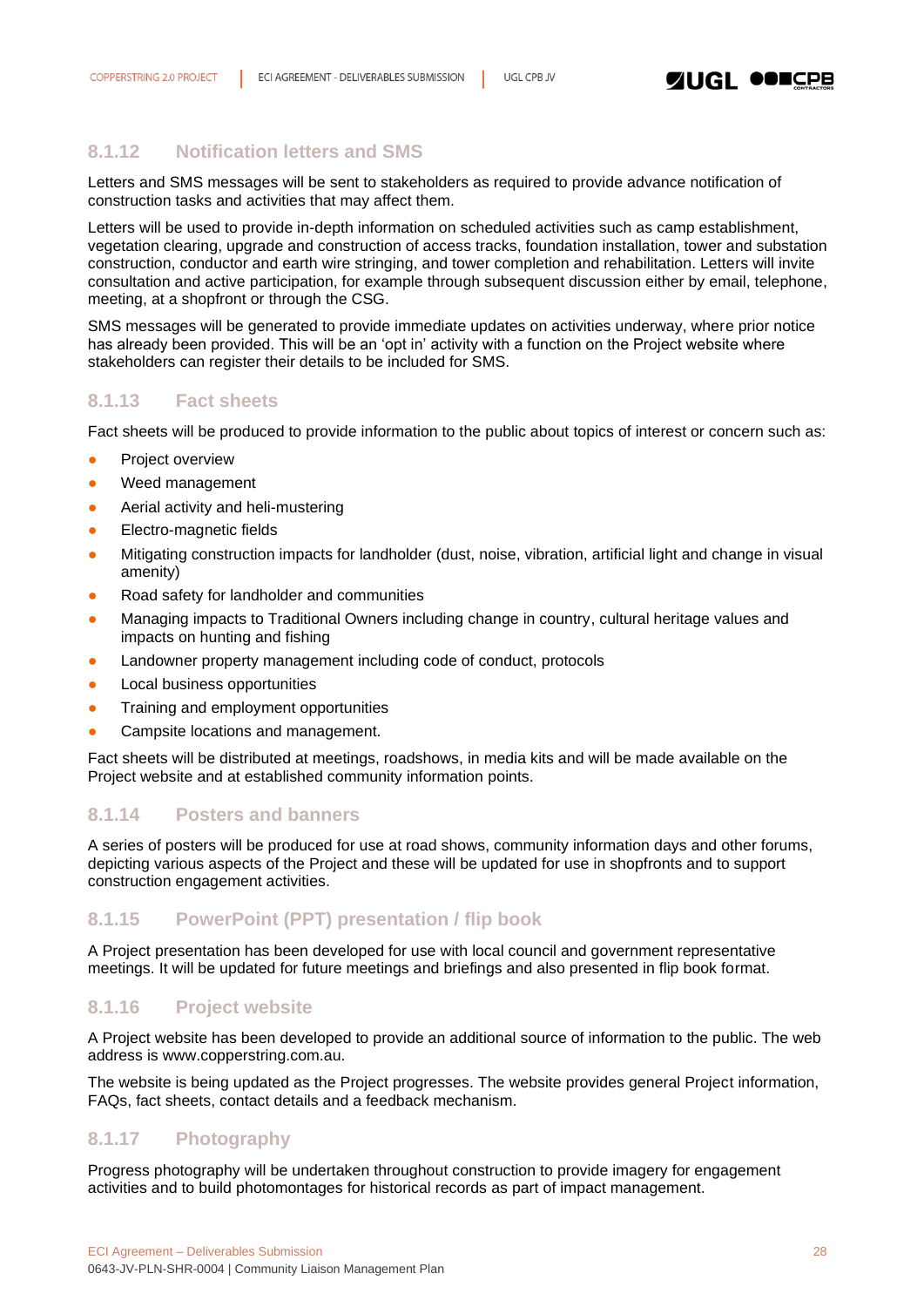### 8.1.12 Notification letters and SMS

Letters and SMS messages will be sent to stakeholders as required to provide advance notification of construction tasks and activities that may affect them.

Letters will be used to provide in-depth information on scheduled activities such as camp establishment, vegetation clearing, upgrade and construction of access tracks, foundation installation, tower and substation construction, conductor and earth wire stringing, and tower completion and rehabilitation. Letters will invite consultation and active participation, for example through subsequent discussion either by email, telephone, meeting, at a shopfront or through the CSG.

SMS messages will be generated to provide immediate updates on activities underway, where prior notice has already been provided. This will be an 'opt in' activity with a function on the Project website where stakeholders can register their details to be included for SMS.

### 8.1.13 Fact sheets

Fact sheets will be produced to provide information to the public about topics of interest or concern such as:

- Project overview
- Weed management
- Aerial activity and heli-mustering
- Electro-magnetic fields
- Mitigating construction impacts for landholder (dust, noise, vibration, artificial light and change in visual amenity)
- Road safety for landholder and communities
- Managing impacts to Traditional Owners including change in country, cultural heritage values and impacts on hunting and fishing
- Landowner property management including code of conduct, protocols
- Local business opportunities
- Training and employment opportunities
- Campsite locations and management.

Fact sheets will be distributed at meetings, roadshows, in media kits and will be made available on the Project website and at established community information points.

### 8.1.14 Posters and banners

A series of posters will be produced for use at road shows, community information days and other forums, depicting various aspects of the Project and these will be updated for use in shopfronts and to support construction engagement activities.

### 8.1.15 PowerPoint (PPT) presentation / flip book

A Project presentation has been developed for use with local council and government representative meetings. It will be updated for future meetings and briefings and also presented in flip book format.

### 8.1.16 Project website

A Project website has been developed to provide an additional source of information to the public. The web address is www.copperstring.com.au.

The website is being updated as the Project progresses. The website provides general Project information, FAQs, fact sheets, contact details and a feedback mechanism.

### 8.1.17 Photography

Progress photography will be undertaken throughout construction to provide imagery for engagement activities and to build photomontages for historical records as part of impact management.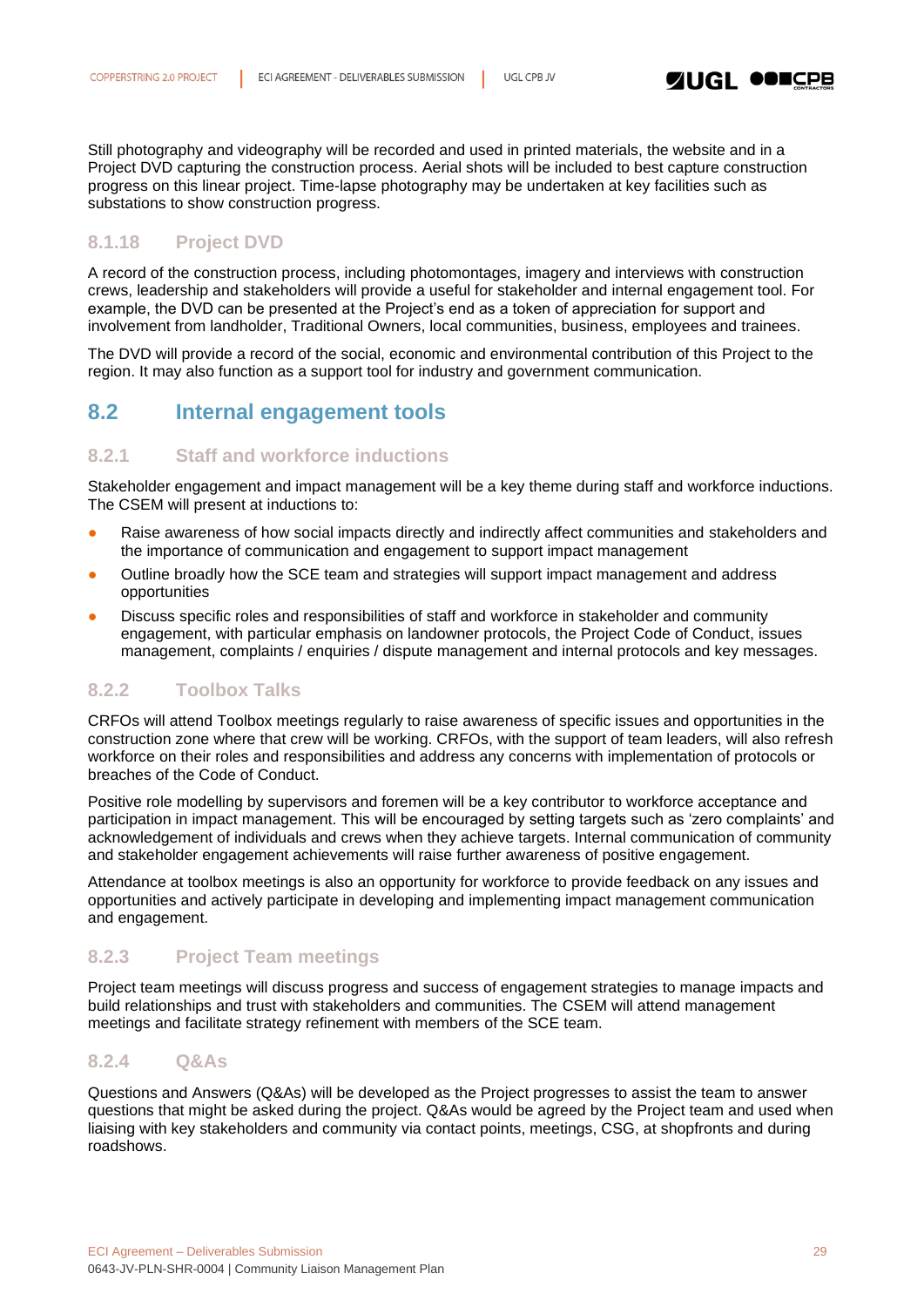Still photography and videography will be recorded and used in printed materials, the website and in a Project DVD capturing the construction process. Aerial shots will be included to best capture construction progress on this linear project. Time-lapse photography may be undertaken at key facilities such as substations to show construction progress.

### 8.1.18 Project DVD

A record of the construction process, including photomontages, imagery and interviews with construction crews, leadership and stakeholders will provide a useful for stakeholder and internal engagement tool. For example, the DVD can be presented at the Project's end as a token of appreciation for support and involvement from landholder, Traditional Owners, local communities, business, employees and trainees.

The DVD will provide a record of the social, economic and environmental contribution of this Project to the region. It may also function as a support tool for industry and government communication.

## 8.2 Internal engagement tools

### 8.2.1 Staff and workforce inductions

Stakeholder engagement and impact management will be a key theme during staff and workforce inductions. The CSEM will present at inductions to:

- Raise awareness of how social impacts directly and indirectly affect communities and stakeholders and the importance of communication and engagement to support impact management
- Outline broadly how the SCE team and strategies will support impact management and address opportunities
- Discuss specific roles and responsibilities of staff and workforce in stakeholder and community engagement, with particular emphasis on landowner protocols, the Project Code of Conduct, issues management, complaints / enquiries / dispute management and internal protocols and key messages.

### 8.2.2 Toolbox Talks

CRFOs will attend Toolbox meetings regularly to raise awareness of specific issues and opportunities in the construction zone where that crew will be working. CRFOs, with the support of team leaders, will also refresh workforce on their roles and responsibilities and address any concerns with implementation of protocols or breaches of the Code of Conduct.

Positive role modelling by supervisors and foremen will be a key contributor to workforce acceptance and participation in impact management. This will be encouraged by setting targets such as 'zero complaints' and acknowledgement of individuals and crews when they achieve targets. Internal communication of community and stakeholder engagement achievements will raise further awareness of positive engagement.

Attendance at toolbox meetings is also an opportunity for workforce to provide feedback on any issues and opportunities and actively participate in developing and implementing impact management communication and engagement.

### 8.2.3 Project Team meetings

Project team meetings will discuss progress and success of engagement strategies to manage impacts and build relationships and trust with stakeholders and communities. The CSEM will attend management meetings and facilitate strategy refinement with members of the SCE team.

### 8.2.4 Q&As

Questions and Answers (Q&As) will be developed as the Project progresses to assist the team to answer questions that might be asked during the project. Q&As would be agreed by the Project team and used when liaising with key stakeholders and community via contact points, meetings, CSG, at shopfronts and during roadshows.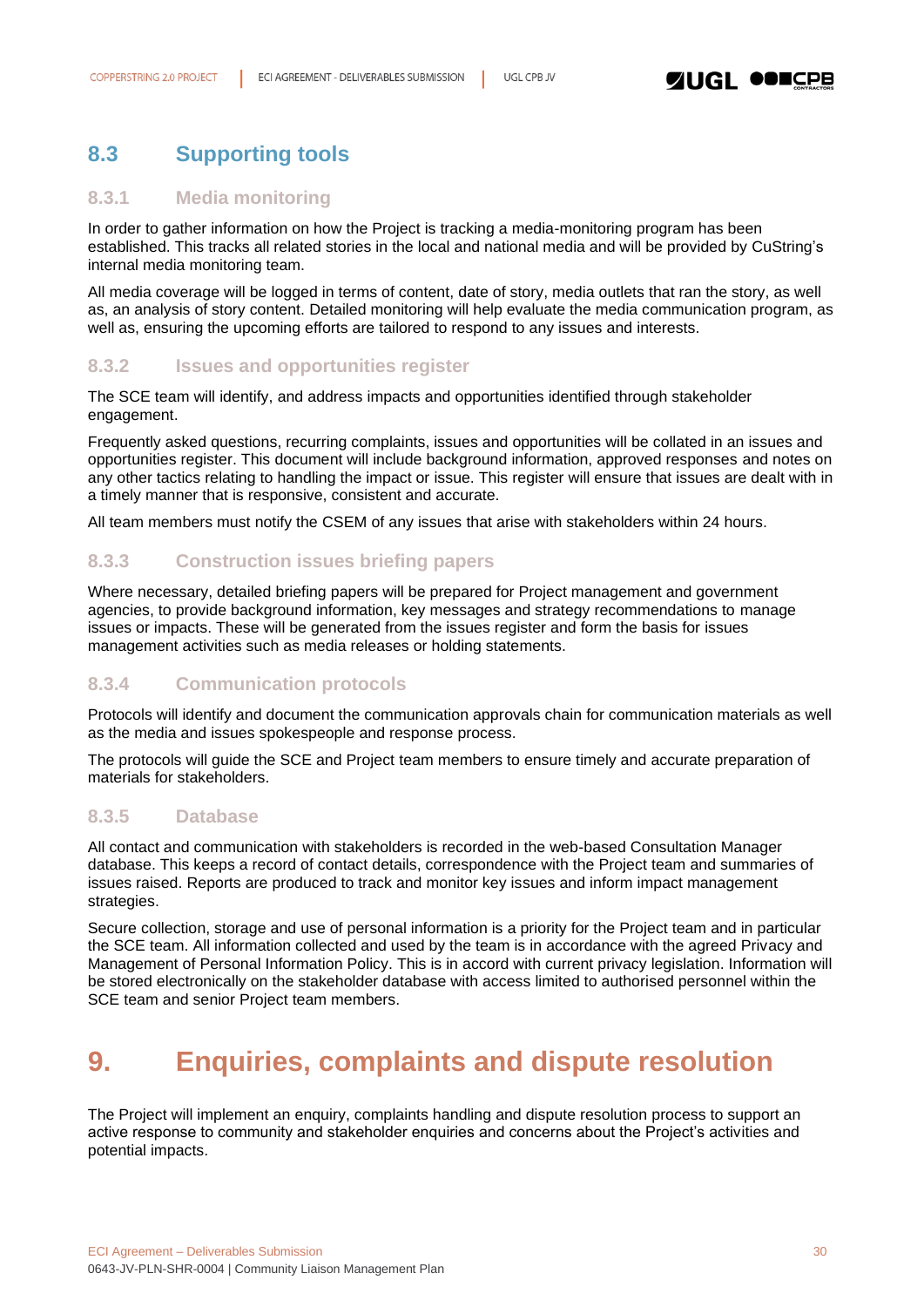## 8.3 Supporting tools

### 8.3.1 Media monitoring

In order to gather information on how the Project is tracking a media-monitoring program has been established. This tracks all related stories in the local and national media and will be provided by CuString's internal media monitoring team.

All media coverage will be logged in terms of content, date of story, media outlets that ran the story, as well as, an analysis of story content. Detailed monitoring will help evaluate the media communication program, as well as, ensuring the upcoming efforts are tailored to respond to any issues and interests.

### 8.3.2 Issues and opportunities register

The SCE team will identify, and address impacts and opportunities identified through stakeholder engagement.

Frequently asked questions, recurring complaints, issues and opportunities will be collated in an issues and opportunities register. This document will include background information, approved responses and notes on any other tactics relating to handling the impact or issue. This register will ensure that issues are dealt with in a timely manner that is responsive, consistent and accurate.

All team members must notify the CSEM of any issues that arise with stakeholders within 24 hours.

### 8.3.3 Construction issues briefing papers

Where necessary, detailed briefing papers will be prepared for Project management and government agencies, to provide background information, key messages and strategy recommendations to manage issues or impacts. These will be generated from the issues register and form the basis for issues management activities such as media releases or holding statements.

### 8.3.4 Communication protocols

Protocols will identify and document the communication approvals chain for communication materials as well as the media and issues spokespeople and response process.

The protocols will guide the SCE and Project team members to ensure timely and accurate preparation of materials for stakeholders.

### 8.3.5 Database

All contact and communication with stakeholders is recorded in the web-based Consultation Manager database. This keeps a record of contact details, correspondence with the Project team and summaries of issues raised. Reports are produced to track and monitor key issues and inform impact management strategies.

Secure collection, storage and use of personal information is a priority for the Project team and in particular the SCE team. All information collected and used by the team is in accordance with the agreed Privacy and Management of Personal Information Policy. This is in accord with current privacy legislation. Information will be stored electronically on the stakeholder database with access limited to authorised personnel within the SCE team and senior Project team members.

# 9. Enquiries, complaints and dispute resolution

The Project will implement an enquiry, complaints handling and dispute resolution process to support an active response to community and stakeholder enquiries and concerns about the Project's activities and potential impacts.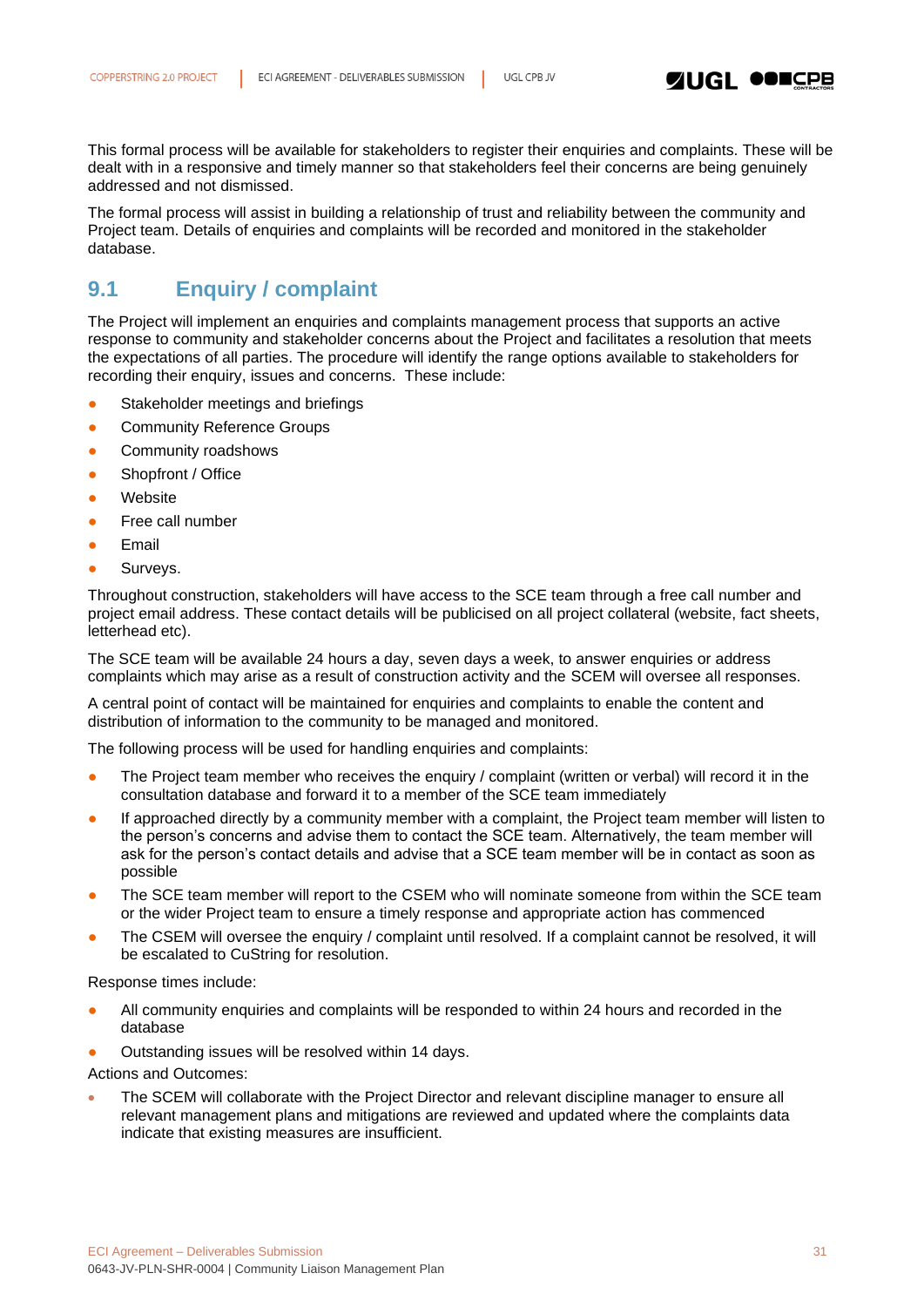This formal process will be available for stakeholders to register their enquiries and complaints. These will be dealt with in a responsive and timely manner so that stakeholders feel their concerns are being genuinely addressed and not dismissed.

The formal process will assist in building a relationship of trust and reliability between the community and Project team. Details of enquiries and complaints will be recorded and monitored in the stakeholder database.

## 9.1 Enquiry / complaint

The Project will implement an enquiries and complaints management process that supports an active response to community and stakeholder concerns about the Project and facilitates a resolution that meets the expectations of all parties. The procedure will identify the range options available to stakeholders for recording their enquiry, issues and concerns.  These include:

- Stakeholder meetings and briefings
- Community Reference Groups
- Community roadshows
- Shopfront / Office
- Website
- Free call number
- Email
- Surveys.

Throughout construction, stakeholders will have access to the SCE team through a free call number and project email address. These contact details will be publicised on all project collateral (website, fact sheets, letterhead etc).

The SCE team will be available 24 hours a day, seven days a week, to answer enquiries or address complaints which may arise as a result of construction activity and the SCEM will oversee all responses.

A central point of contact will be maintained for enquiries and complaints to enable the content and distribution of information to the community to be managed and monitored.

The following process will be used for handling enquiries and complaints:

- The Project team member who receives the enquiry / complaint (written or verbal) will record it in the consultation database and forward it to a member of the SCE team immediately
- If approached directly by a community member with a complaint, the Project team member will listen to the person's concerns and advise them to contact the SCE team. Alternatively, the team member will ask for the person's contact details and advise that a SCE team member will be in contact as soon as possible
- The SCE team member will report to the CSEM who will nominate someone from within the SCE team or the wider Project team to ensure a timely response and appropriate action has commenced
- The CSEM will oversee the enquiry / complaint until resolved. If a complaint cannot be resolved, it will be escalated to CuString for resolution.

Response times include:

- All community enquiries and complaints will be responded to within 24 hours and recorded in the database
- Outstanding issues will be resolved within 14 days.

Actions and Outcomes:

- The SCEM will collaborate with the Project Director and relevant discipline manager to ensure all relevant management plans and mitigations are reviewed and updated where the complaints data indicate that existing measures are insufficient.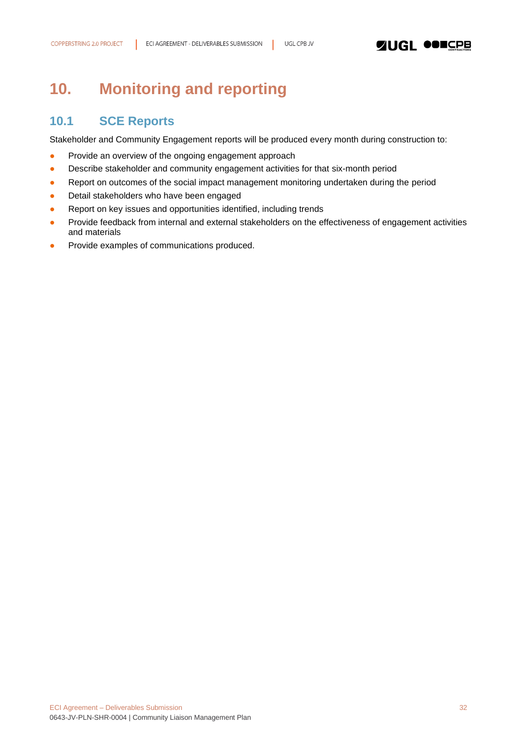# 10. Monitoring and reporting

## 10.1 SCE Reports

Stakeholder and Community Engagement reports will be produced every month during construction to:

- Provide an overview of the ongoing engagement approach
- Describe stakeholder and community engagement activities for that six-month period
- Report on outcomes of the social impact management monitoring undertaken during the period
- Detail stakeholders who have been engaged
- Report on key issues and opportunities identified, including trends
- Provide feedback from internal and external stakeholders on the effectiveness of engagement activities and materials
- Provide examples of communications produced.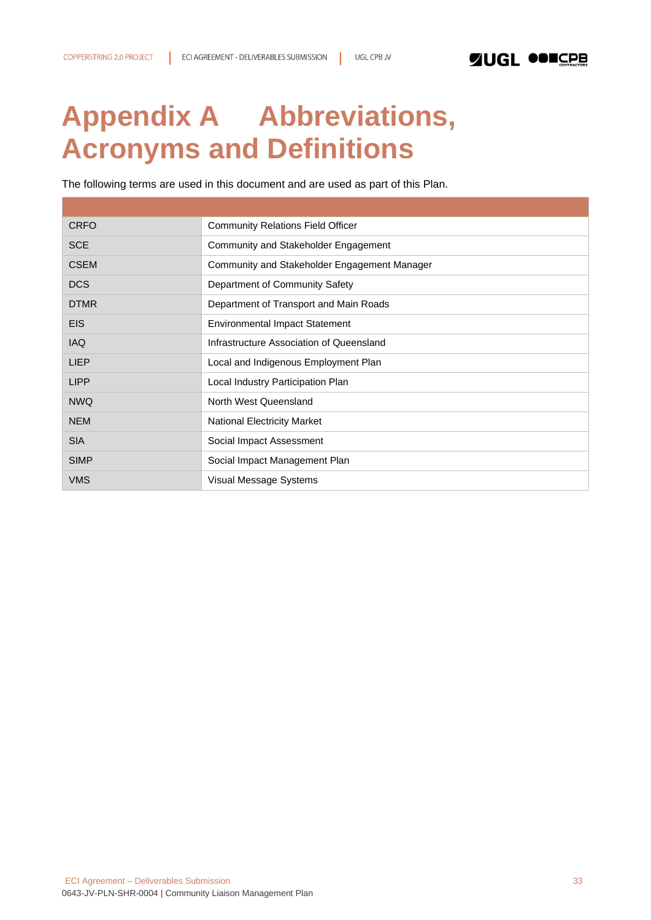# Appendix A Abbreviations, Acronyms and Definitions

The following terms are used in this document and are used as part of this Plan.

| | |
|---|---|
| CRFO | Community Relations Field Officer |
| SCE | Community and Stakeholder Engagement |
| CSEM | Community and Stakeholder Engagement Manager |
| DCS | Department of Community Safety |
| DTMR | Department of Transport and Main Roads |
| EIS | Environmental Impact Statement |
| IAQ | Infrastructure Association of Queensland |
| LIEP | Local and Indigenous Employment Plan |
| LIPP | Local Industry Participation Plan |
| NWQ | North West Queensland |
| NEM | National Electricity Market |
| SIA | Social Impact Assessment |
| SIMP | Social Impact Management Plan |
| VMS | Visual Message Systems |